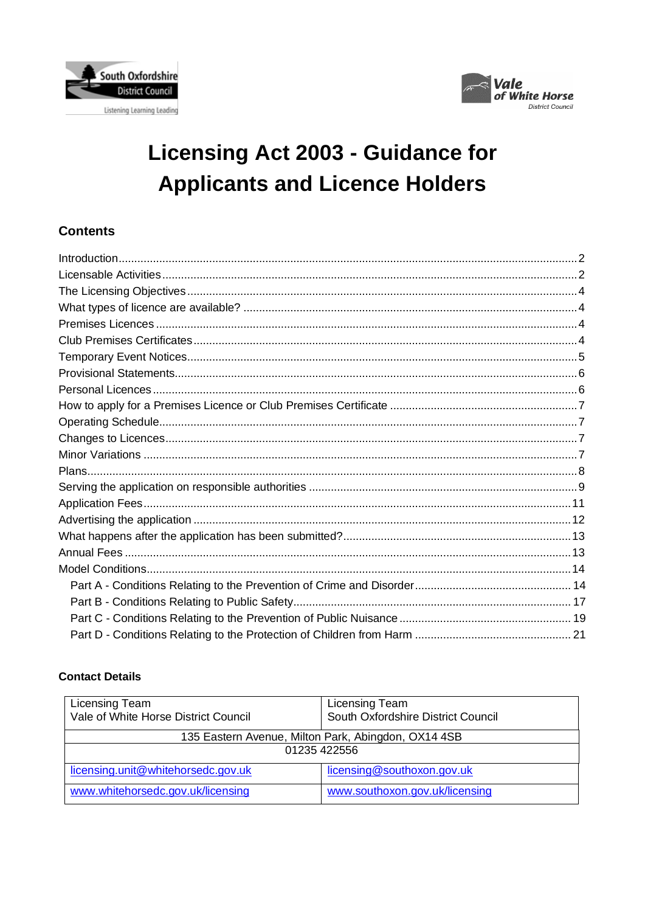# Licensing Act 2003 - Guidance for Applicants and Licence Holders

## Contents

- Introduction....2
- Licensable Activities....2
- The Licensing Objectives....4
- What types of licence are available?....4
- Premises Licences....4
- Club Premises Certificates....4
- Temporary Event Notices....5
- Provisional Statements....6
- Personal Licences....6
- How to apply for a Premises Licence or Club Premises Certificate....7
- Operating Schedule....7
- Changes to Licences....7
- Minor Variations....7
- Plans....8
- Serving the application on responsible authorities....9
- Application Fees....11
- Advertising the application....12
- What happens after the application has been submitted?....13
- Annual Fees....13
- Model Conditions....14
  - Part A - Conditions Relating to the Prevention of Crime and Disorder....14
  - Part B - Conditions Relating to Public Safety....17
  - Part C - Conditions Relating to the Prevention of Public Nuisance....19
  - Part D - Conditions Relating to the Protection of Children from Harm....21

### Contact Details

| Licensing Team<br>Vale of White Horse District Council | Licensing Team<br>South Oxfordshire District Council |
|---|---|
| 135 Eastern Avenue, Milton Park, Abingdon, OX14 4SB<br>01235 422556 | |
| licensing.unit@whitehorsedc.gov.uk | licensing@southoxon.gov.uk |
| www.whitehorsedc.gov.uk/licensing | www.southoxon.gov.uk/licensing |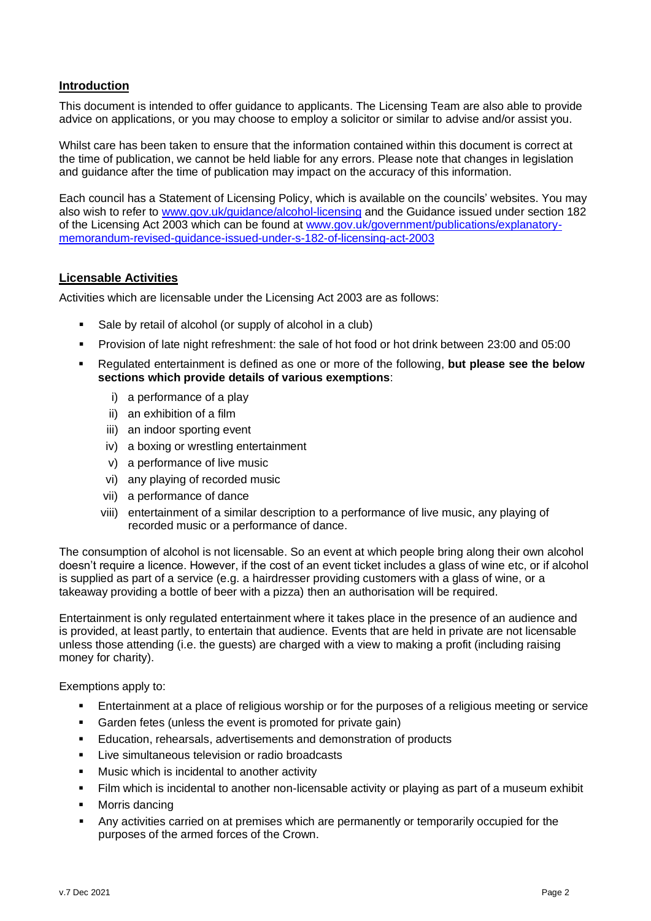## Introduction

This document is intended to offer guidance to applicants. The Licensing Team are also able to provide advice on applications, or you may choose to employ a solicitor or similar to advise and/or assist you.

Whilst care has been taken to ensure that the information contained within this document is correct at the time of publication, we cannot be held liable for any errors. Please note that changes in legislation and guidance after the time of publication may impact on the accuracy of this information.

Each council has a Statement of Licensing Policy, which is available on the councils' websites. You may also wish to refer to [www.gov.uk/guidance/alcohol-licensing](http://www.gov.uk/guidance/alcohol-licensing) and the Guidance issued under section 182 of the Licensing Act 2003 which can be found at [www.gov.uk/government/publications/explanatory-memorandum-revised-guidance-issued-under-s-182-of-licensing-act-2003](http://www.gov.uk/government/publications/explanatory-memorandum-revised-guidance-issued-under-s-182-of-licensing-act-2003)

## Licensable Activities

Activities which are licensable under the Licensing Act 2003 are as follows:

- Sale by retail of alcohol (or supply of alcohol in a club)
- Provision of late night refreshment: the sale of hot food or hot drink between 23:00 and 05:00
- Regulated entertainment is defined as one or more of the following, **but please see the below sections which provide details of various exemptions**:
  - i) a performance of a play
  - ii) an exhibition of a film
  - iii) an indoor sporting event
  - iv) a boxing or wrestling entertainment
  - v) a performance of live music
  - vi) any playing of recorded music
  - vii) a performance of dance
  - viii) entertainment of a similar description to a performance of live music, any playing of recorded music or a performance of dance.

The consumption of alcohol is not licensable. So an event at which people bring along their own alcohol doesn't require a licence. However, if the cost of an event ticket includes a glass of wine etc, or if alcohol is supplied as part of a service (e.g. a hairdresser providing customers with a glass of wine, or a takeaway providing a bottle of beer with a pizza) then an authorisation will be required.

Entertainment is only regulated entertainment where it takes place in the presence of an audience and is provided, at least partly, to entertain that audience. Events that are held in private are not licensable unless those attending (i.e. the guests) are charged with a view to making a profit (including raising money for charity).

Exemptions apply to:

- Entertainment at a place of religious worship or for the purposes of a religious meeting or service
- Garden fetes (unless the event is promoted for private gain)
- Education, rehearsals, advertisements and demonstration of products
- Live simultaneous television or radio broadcasts
- Music which is incidental to another activity
- Film which is incidental to another non-licensable activity or playing as part of a museum exhibit
- Morris dancing
- Any activities carried on at premises which are permanently or temporarily occupied for the purposes of the armed forces of the Crown.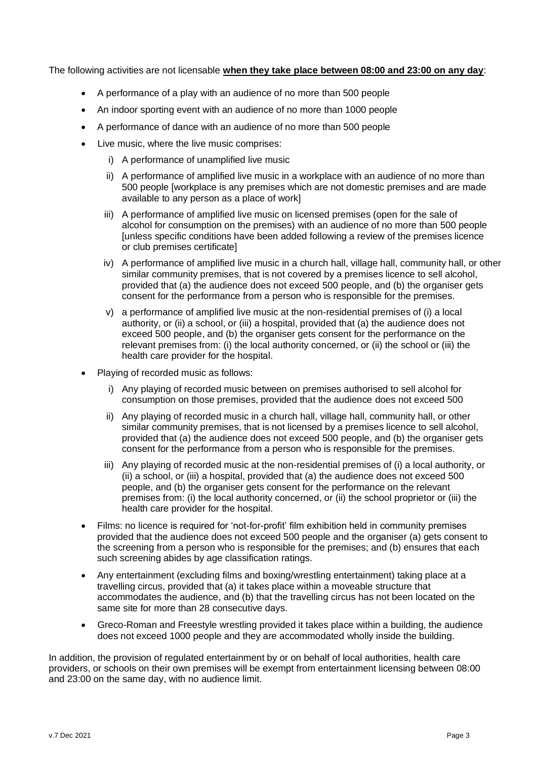The following activities are not licensable **when they take place between 08:00 and 23:00 on any day**:

- A performance of a play with an audience of no more than 500 people
- An indoor sporting event with an audience of no more than 1000 people
- A performance of dance with an audience of no more than 500 people
- Live music, where the live music comprises:
  - i) A performance of unamplified live music
  - ii) A performance of amplified live music in a workplace with an audience of no more than 500 people [workplace is any premises which are not domestic premises and are made available to any person as a place of work]
  - iii) A performance of amplified live music on licensed premises (open for the sale of alcohol for consumption on the premises) with an audience of no more than 500 people [unless specific conditions have been added following a review of the premises licence or club premises certificate]
  - iv) A performance of amplified live music in a church hall, village hall, community hall, or other similar community premises, that is not covered by a premises licence to sell alcohol, provided that (a) the audience does not exceed 500 people, and (b) the organiser gets consent for the performance from a person who is responsible for the premises.
  - v) a performance of amplified live music at the non-residential premises of (i) a local authority, or (ii) a school, or (iii) a hospital, provided that (a) the audience does not exceed 500 people, and (b) the organiser gets consent for the performance on the relevant premises from: (i) the local authority concerned, or (ii) the school or (iii) the health care provider for the hospital.
- Playing of recorded music as follows:
  - i) Any playing of recorded music between on premises authorised to sell alcohol for consumption on those premises, provided that the audience does not exceed 500
  - ii) Any playing of recorded music in a church hall, village hall, community hall, or other similar community premises, that is not licensed by a premises licence to sell alcohol, provided that (a) the audience does not exceed 500 people, and (b) the organiser gets consent for the performance from a person who is responsible for the premises.
  - iii) Any playing of recorded music at the non-residential premises of (i) a local authority, or (ii) a school, or (iii) a hospital, provided that (a) the audience does not exceed 500 people, and (b) the organiser gets consent for the performance on the relevant premises from: (i) the local authority concerned, or (ii) the school proprietor or (iii) the health care provider for the hospital.
- Films: no licence is required for 'not-for-profit' film exhibition held in community premises provided that the audience does not exceed 500 people and the organiser (a) gets consent to the screening from a person who is responsible for the premises; and (b) ensures that each such screening abides by age classification ratings.
- Any entertainment (excluding films and boxing/wrestling entertainment) taking place at a travelling circus, provided that (a) it takes place within a moveable structure that accommodates the audience, and (b) that the travelling circus has not been located on the same site for more than 28 consecutive days.
- Greco-Roman and Freestyle wrestling provided it takes place within a building, the audience does not exceed 1000 people and they are accommodated wholly inside the building.

In addition, the provision of regulated entertainment by or on behalf of local authorities, health care providers, or schools on their own premises will be exempt from entertainment licensing between 08:00 and 23:00 on the same day, with no audience limit.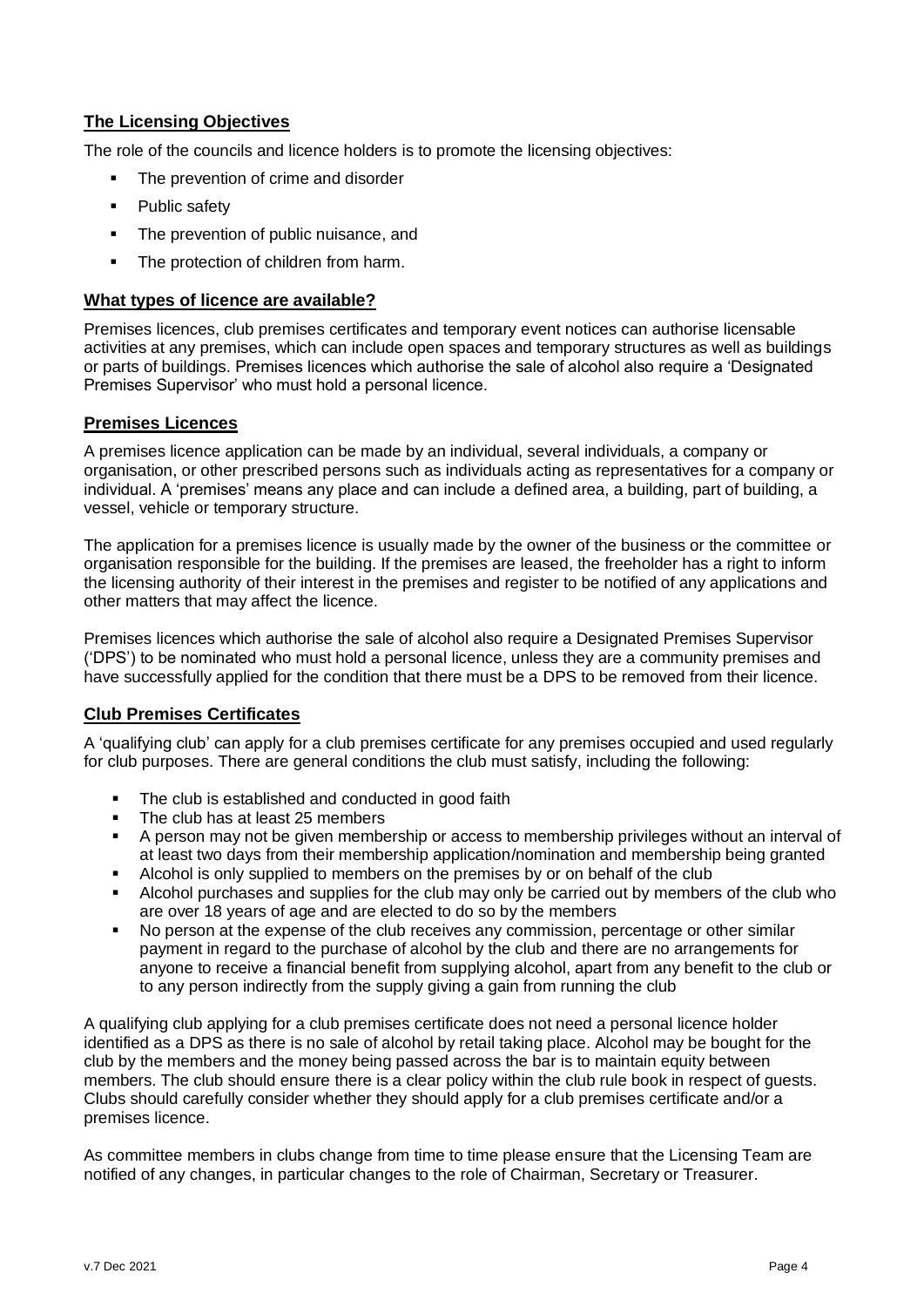## The Licensing Objectives

The role of the councils and licence holders is to promote the licensing objectives:

- The prevention of crime and disorder
- Public safety
- The prevention of public nuisance, and
- The protection of children from harm.

## What types of licence are available?

Premises licences, club premises certificates and temporary event notices can authorise licensable activities at any premises, which can include open spaces and temporary structures as well as buildings or parts of buildings. Premises licences which authorise the sale of alcohol also require a 'Designated Premises Supervisor' who must hold a personal licence.

## Premises Licences

A premises licence application can be made by an individual, several individuals, a company or organisation, or other prescribed persons such as individuals acting as representatives for a company or individual. A 'premises' means any place and can include a defined area, a building, part of building, a vessel, vehicle or temporary structure.

The application for a premises licence is usually made by the owner of the business or the committee or organisation responsible for the building. If the premises are leased, the freeholder has a right to inform the licensing authority of their interest in the premises and register to be notified of any applications and other matters that may affect the licence.

Premises licences which authorise the sale of alcohol also require a Designated Premises Supervisor ('DPS') to be nominated who must hold a personal licence, unless they are a community premises and have successfully applied for the condition that there must be a DPS to be removed from their licence.

## Club Premises Certificates

A 'qualifying club' can apply for a club premises certificate for any premises occupied and used regularly for club purposes. There are general conditions the club must satisfy, including the following:

- The club is established and conducted in good faith
- The club has at least 25 members
- A person may not be given membership or access to membership privileges without an interval of at least two days from their membership application/nomination and membership being granted
- Alcohol is only supplied to members on the premises by or on behalf of the club
- Alcohol purchases and supplies for the club may only be carried out by members of the club who are over 18 years of age and are elected to do so by the members
- No person at the expense of the club receives any commission, percentage or other similar payment in regard to the purchase of alcohol by the club and there are no arrangements for anyone to receive a financial benefit from supplying alcohol, apart from any benefit to the club or to any person indirectly from the supply giving a gain from running the club

A qualifying club applying for a club premises certificate does not need a personal licence holder identified as a DPS as there is no sale of alcohol by retail taking place. Alcohol may be bought for the club by the members and the money being passed across the bar is to maintain equity between members. The club should ensure there is a clear policy within the club rule book in respect of guests. Clubs should carefully consider whether they should apply for a club premises certificate and/or a premises licence.

As committee members in clubs change from time to time please ensure that the Licensing Team are notified of any changes, in particular changes to the role of Chairman, Secretary or Treasurer.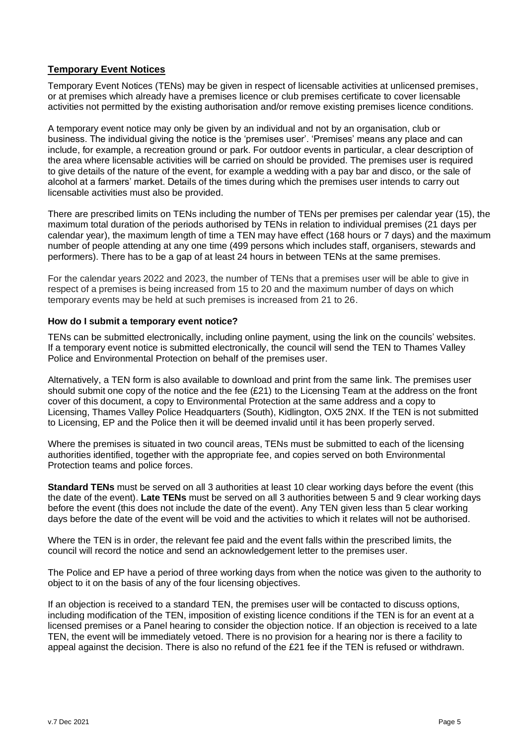## Temporary Event Notices

Temporary Event Notices (TENs) may be given in respect of licensable activities at unlicensed premises, or at premises which already have a premises licence or club premises certificate to cover licensable activities not permitted by the existing authorisation and/or remove existing premises licence conditions.

A temporary event notice may only be given by an individual and not by an organisation, club or business. The individual giving the notice is the 'premises user'. 'Premises' means any place and can include, for example, a recreation ground or park. For outdoor events in particular, a clear description of the area where licensable activities will be carried on should be provided. The premises user is required to give details of the nature of the event, for example a wedding with a pay bar and disco, or the sale of alcohol at a farmers' market. Details of the times during which the premises user intends to carry out licensable activities must also be provided.

There are prescribed limits on TENs including the number of TENs per premises per calendar year (15), the maximum total duration of the periods authorised by TENs in relation to individual premises (21 days per calendar year), the maximum length of time a TEN may have effect (168 hours or 7 days) and the maximum number of people attending at any one time (499 persons which includes staff, organisers, stewards and performers). There has to be a gap of at least 24 hours in between TENs at the same premises.

For the calendar years 2022 and 2023, the number of TENs that a premises user will be able to give in respect of a premises is being increased from 15 to 20 and the maximum number of days on which temporary events may be held at such premises is increased from 21 to 26.

### How do I submit a temporary event notice?

TENs can be submitted electronically, including online payment, using the link on the councils' websites. If a temporary event notice is submitted electronically, the council will send the TEN to Thames Valley Police and Environmental Protection on behalf of the premises user.

Alternatively, a TEN form is also available to download and print from the same link. The premises user should submit one copy of the notice and the fee (£21) to the Licensing Team at the address on the front cover of this document, a copy to Environmental Protection at the same address and a copy to Licensing, Thames Valley Police Headquarters (South), Kidlington, OX5 2NX. If the TEN is not submitted to Licensing, EP and the Police then it will be deemed invalid until it has been properly served.

Where the premises is situated in two council areas, TENs must be submitted to each of the licensing authorities identified, together with the appropriate fee, and copies served on both Environmental Protection teams and police forces.

**Standard TENs** must be served on all 3 authorities at least 10 clear working days before the event (this the date of the event). **Late TENs** must be served on all 3 authorities between 5 and 9 clear working days before the event (this does not include the date of the event). Any TEN given less than 5 clear working days before the date of the event will be void and the activities to which it relates will not be authorised.

Where the TEN is in order, the relevant fee paid and the event falls within the prescribed limits, the council will record the notice and send an acknowledgement letter to the premises user.

The Police and EP have a period of three working days from when the notice was given to the authority to object to it on the basis of any of the four licensing objectives.

If an objection is received to a standard TEN, the premises user will be contacted to discuss options, including modification of the TEN, imposition of existing licence conditions if the TEN is for an event at a licensed premises or a Panel hearing to consider the objection notice. If an objection is received to a late TEN, the event will be immediately vetoed. There is no provision for a hearing nor is there a facility to appeal against the decision. There is also no refund of the £21 fee if the TEN is refused or withdrawn.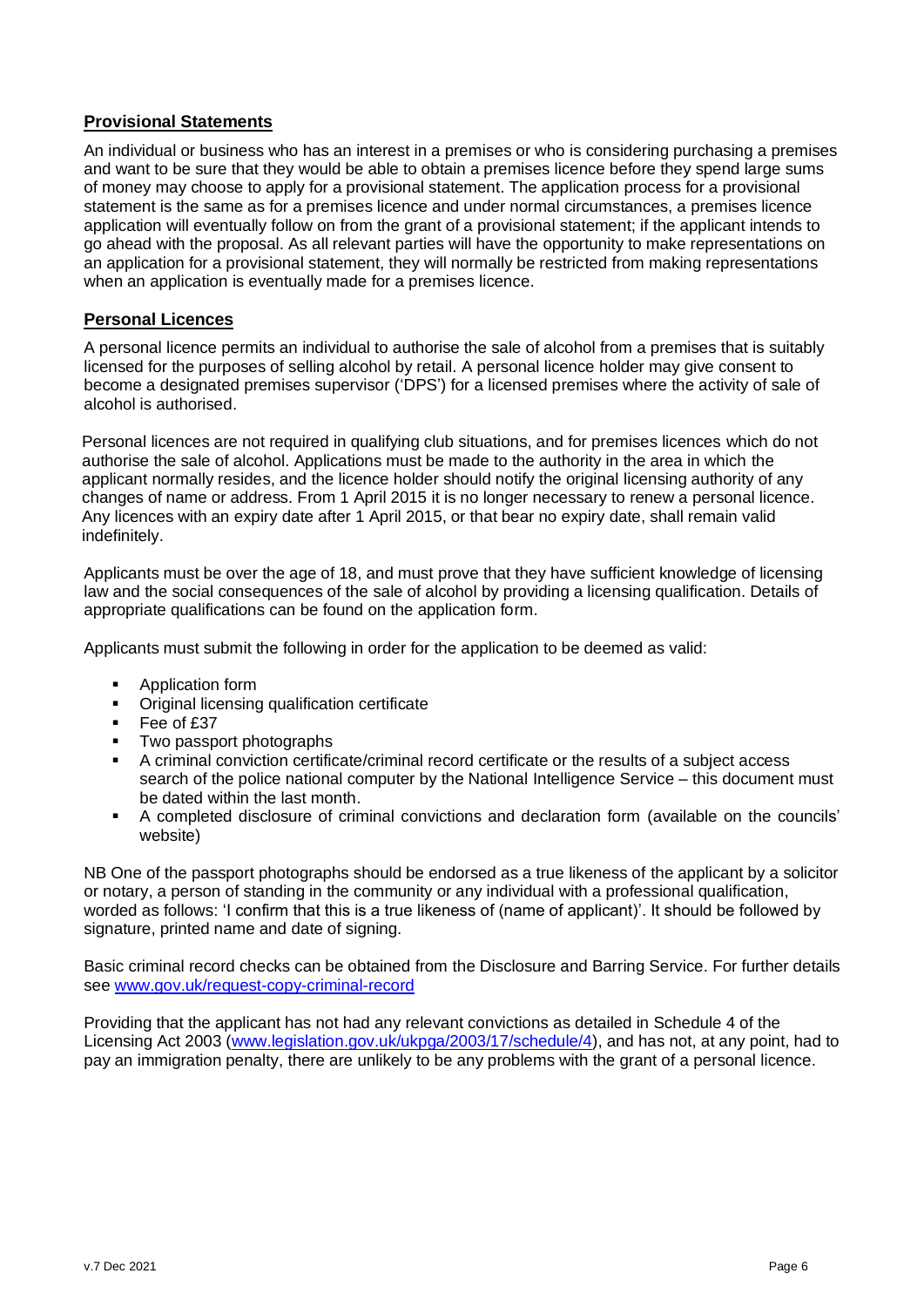## Provisional Statements

An individual or business who has an interest in a premises or who is considering purchasing a premises and want to be sure that they would be able to obtain a premises licence before they spend large sums of money may choose to apply for a provisional statement. The application process for a provisional statement is the same as for a premises licence and under normal circumstances, a premises licence application will eventually follow on from the grant of a provisional statement; if the applicant intends to go ahead with the proposal. As all relevant parties will have the opportunity to make representations on an application for a provisional statement, they will normally be restricted from making representations when an application is eventually made for a premises licence.

## Personal Licences

A personal licence permits an individual to authorise the sale of alcohol from a premises that is suitably licensed for the purposes of selling alcohol by retail. A personal licence holder may give consent to become a designated premises supervisor ('DPS') for a licensed premises where the activity of sale of alcohol is authorised.

Personal licences are not required in qualifying club situations, and for premises licences which do not authorise the sale of alcohol. Applications must be made to the authority in the area in which the applicant normally resides, and the licence holder should notify the original licensing authority of any changes of name or address. From 1 April 2015 it is no longer necessary to renew a personal licence. Any licences with an expiry date after 1 April 2015, or that bear no expiry date, shall remain valid indefinitely.

Applicants must be over the age of 18, and must prove that they have sufficient knowledge of licensing law and the social consequences of the sale of alcohol by providing a licensing qualification. Details of appropriate qualifications can be found on the application form.

Applicants must submit the following in order for the application to be deemed as valid:

- Application form
- Original licensing qualification certificate
- Fee of £37
- Two passport photographs
- A criminal conviction certificate/criminal record certificate or the results of a subject access search of the police national computer by the National Intelligence Service – this document must be dated within the last month.
- A completed disclosure of criminal convictions and declaration form (available on the councils' website)

NB One of the passport photographs should be endorsed as a true likeness of the applicant by a solicitor or notary, a person of standing in the community or any individual with a professional qualification, worded as follows: 'I confirm that this is a true likeness of (name of applicant)'. It should be followed by signature, printed name and date of signing.

Basic criminal record checks can be obtained from the Disclosure and Barring Service. For further details see [www.gov.uk/request-copy-criminal-record](http://www.gov.uk/request-copy-criminal-record)

Providing that the applicant has not had any relevant convictions as detailed in Schedule 4 of the Licensing Act 2003 ([www.legislation.gov.uk/ukpga/2003/17/schedule/4](http://www.legislation.gov.uk/ukpga/2003/17/schedule/4)), and has not, at any point, had to pay an immigration penalty, there are unlikely to be any problems with the grant of a personal licence.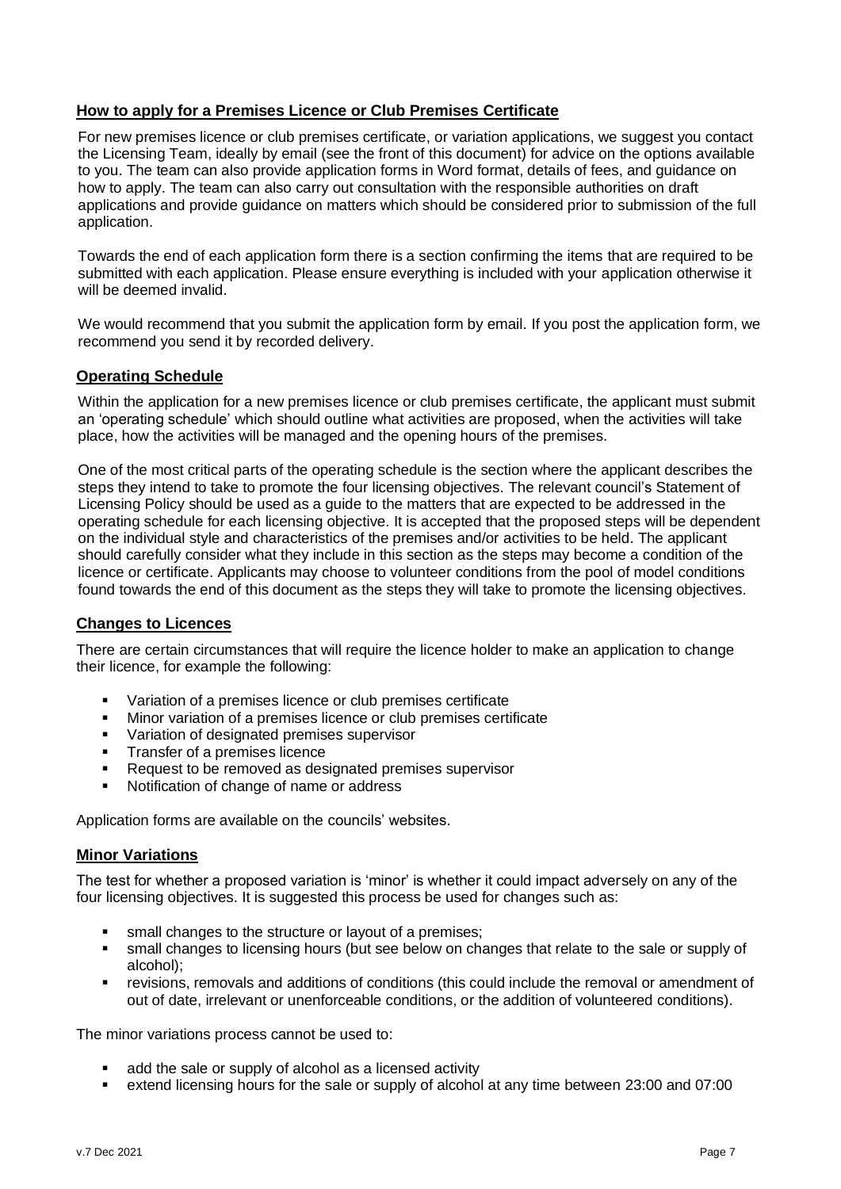## How to apply for a Premises Licence or Club Premises Certificate

For new premises licence or club premises certificate, or variation applications, we suggest you contact the Licensing Team, ideally by email (see the front of this document) for advice on the options available to you. The team can also provide application forms in Word format, details of fees, and guidance on how to apply. The team can also carry out consultation with the responsible authorities on draft applications and provide guidance on matters which should be considered prior to submission of the full application.

Towards the end of each application form there is a section confirming the items that are required to be submitted with each application. Please ensure everything is included with your application otherwise it will be deemed invalid.

We would recommend that you submit the application form by email. If you post the application form, we recommend you send it by recorded delivery.

## Operating Schedule

Within the application for a new premises licence or club premises certificate, the applicant must submit an 'operating schedule' which should outline what activities are proposed, when the activities will take place, how the activities will be managed and the opening hours of the premises.

One of the most critical parts of the operating schedule is the section where the applicant describes the steps they intend to take to promote the four licensing objectives. The relevant council's Statement of Licensing Policy should be used as a guide to the matters that are expected to be addressed in the operating schedule for each licensing objective. It is accepted that the proposed steps will be dependent on the individual style and characteristics of the premises and/or activities to be held. The applicant should carefully consider what they include in this section as the steps may become a condition of the licence or certificate. Applicants may choose to volunteer conditions from the pool of model conditions found towards the end of this document as the steps they will take to promote the licensing objectives.

## Changes to Licences

There are certain circumstances that will require the licence holder to make an application to change their licence, for example the following:

- Variation of a premises licence or club premises certificate
- Minor variation of a premises licence or club premises certificate
- Variation of designated premises supervisor
- Transfer of a premises licence
- Request to be removed as designated premises supervisor
- Notification of change of name or address

Application forms are available on the councils' websites.

## Minor Variations

The test for whether a proposed variation is 'minor' is whether it could impact adversely on any of the four licensing objectives. It is suggested this process be used for changes such as:

- small changes to the structure or layout of a premises;
- small changes to licensing hours (but see below on changes that relate to the sale or supply of alcohol);
- revisions, removals and additions of conditions (this could include the removal or amendment of out of date, irrelevant or unenforceable conditions, or the addition of volunteered conditions).

The minor variations process cannot be used to:

- add the sale or supply of alcohol as a licensed activity
- extend licensing hours for the sale or supply of alcohol at any time between 23:00 and 07:00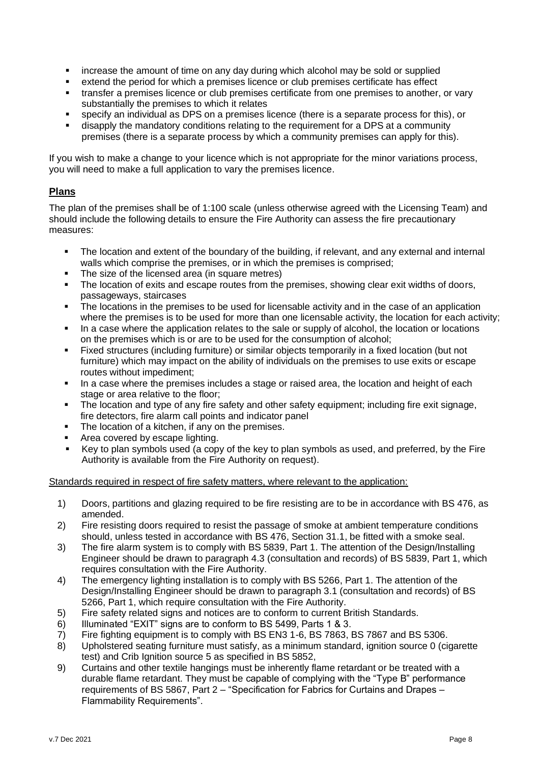- increase the amount of time on any day during which alcohol may be sold or supplied
- extend the period for which a premises licence or club premises certificate has effect
- transfer a premises licence or club premises certificate from one premises to another, or vary substantially the premises to which it relates
- specify an individual as DPS on a premises licence (there is a separate process for this), or
- disapply the mandatory conditions relating to the requirement for a DPS at a community premises (there is a separate process by which a community premises can apply for this).

If you wish to make a change to your licence which is not appropriate for the minor variations process, you will need to make a full application to vary the premises licence.

## Plans

The plan of the premises shall be of 1:100 scale (unless otherwise agreed with the Licensing Team) and should include the following details to ensure the Fire Authority can assess the fire precautionary measures:

- The location and extent of the boundary of the building, if relevant, and any external and internal walls which comprise the premises, or in which the premises is comprised;
- The size of the licensed area (in square metres)
- The location of exits and escape routes from the premises, showing clear exit widths of doors, passageways, staircases
- The locations in the premises to be used for licensable activity and in the case of an application where the premises is to be used for more than one licensable activity, the location for each activity;
- In a case where the application relates to the sale or supply of alcohol, the location or locations on the premises which is or are to be used for the consumption of alcohol;
- Fixed structures (including furniture) or similar objects temporarily in a fixed location (but not furniture) which may impact on the ability of individuals on the premises to use exits or escape routes without impediment;
- In a case where the premises includes a stage or raised area, the location and height of each stage or area relative to the floor;
- The location and type of any fire safety and other safety equipment; including fire exit signage, fire detectors, fire alarm call points and indicator panel
- The location of a kitchen, if any on the premises.
- Area covered by escape lighting.
- Key to plan symbols used (a copy of the key to plan symbols as used, and preferred, by the Fire Authority is available from the Fire Authority on request).

<u>Standards required in respect of fire safety matters, where relevant to the application:</u>

1) Doors, partitions and glazing required to be fire resisting are to be in accordance with BS 476, as amended.
2) Fire resisting doors required to resist the passage of smoke at ambient temperature conditions should, unless tested in accordance with BS 476, Section 31.1, be fitted with a smoke seal.
3) The fire alarm system is to comply with BS 5839, Part 1. The attention of the Design/Installing Engineer should be drawn to paragraph 4.3 (consultation and records) of BS 5839, Part 1, which requires consultation with the Fire Authority.
4) The emergency lighting installation is to comply with BS 5266, Part 1. The attention of the Design/Installing Engineer should be drawn to paragraph 3.1 (consultation and records) of BS 5266, Part 1, which require consultation with the Fire Authority.
5) Fire safety related signs and notices are to conform to current British Standards.
6) Illuminated "EXIT" signs are to conform to BS 5499, Parts 1 & 3.
7) Fire fighting equipment is to comply with BS EN3 1-6, BS 7863, BS 7867 and BS 5306.
8) Upholstered seating furniture must satisfy, as a minimum standard, ignition source 0 (cigarette test) and Crib Ignition source 5 as specified in BS 5852,
9) Curtains and other textile hangings must be inherently flame retardant or be treated with a durable flame retardant. They must be capable of complying with the "Type B" performance requirements of BS 5867, Part 2 – "Specification for Fabrics for Curtains and Drapes – Flammability Requirements".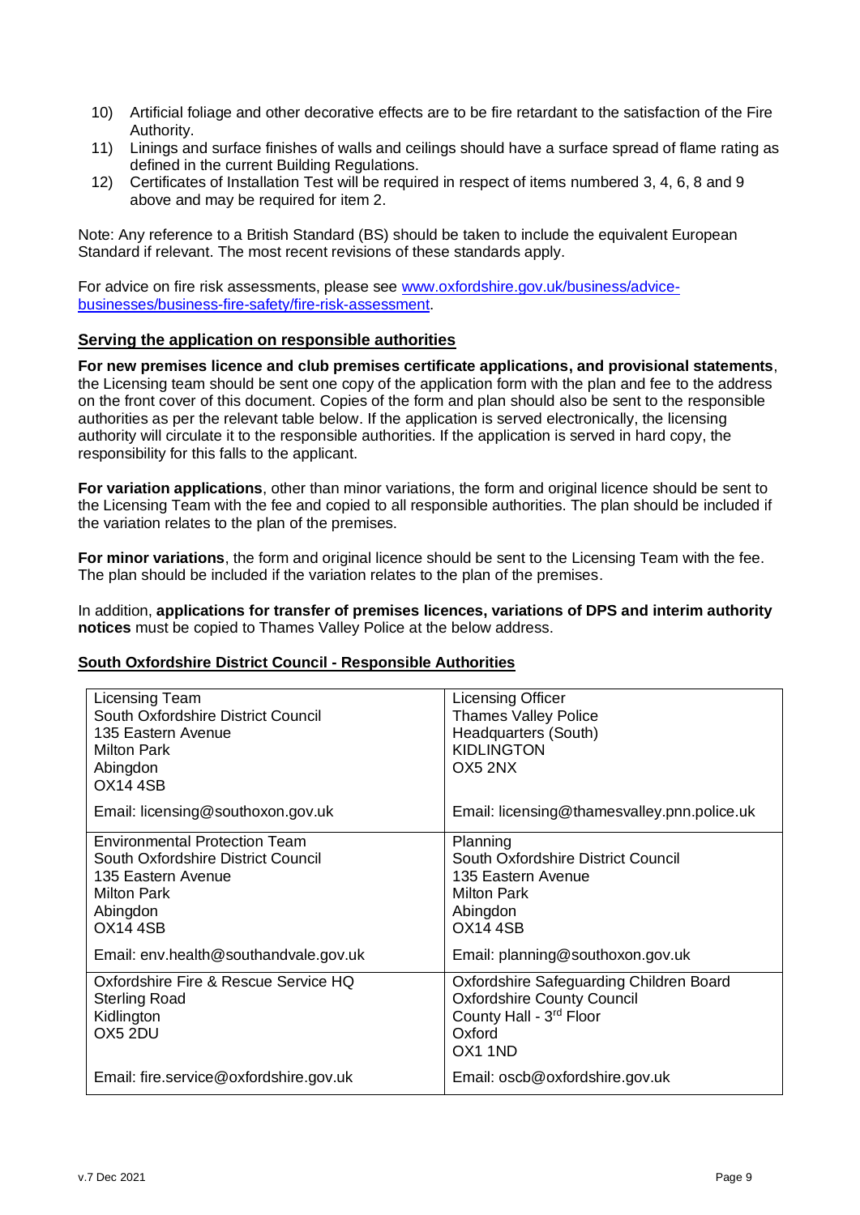10) Artificial foliage and other decorative effects are to be fire retardant to the satisfaction of the Fire Authority.
11) Linings and surface finishes of walls and ceilings should have a surface spread of flame rating as defined in the current Building Regulations.
12) Certificates of Installation Test will be required in respect of items numbered 3, 4, 6, 8 and 9 above and may be required for item 2.

Note: Any reference to a British Standard (BS) should be taken to include the equivalent European Standard if relevant. The most recent revisions of these standards apply.

For advice on fire risk assessments, please see [www.oxfordshire.gov.uk/business/advice-businesses/business-fire-safety/fire-risk-assessment](www.oxfordshire.gov.uk/business/advice-businesses/business-fire-safety/fire-risk-assessment).

## Serving the application on responsible authorities

**For new premises licence and club premises certificate applications, and provisional statements**, the Licensing team should be sent one copy of the application form with the plan and fee to the address on the front cover of this document. Copies of the form and plan should also be sent to the responsible authorities as per the relevant table below. If the application is served electronically, the licensing authority will circulate it to the responsible authorities. If the application is served in hard copy, the responsibility for this falls to the applicant.

**For variation applications**, other than minor variations, the form and original licence should be sent to the Licensing Team with the fee and copied to all responsible authorities. The plan should be included if the variation relates to the plan of the premises.

**For minor variations**, the form and original licence should be sent to the Licensing Team with the fee. The plan should be included if the variation relates to the plan of the premises.

In addition, **applications for transfer of premises licences, variations of DPS and interim authority notices** must be copied to Thames Valley Police at the below address.

## South Oxfordshire District Council - Responsible Authorities

| | |
|---|---|
| Licensing Team<br>South Oxfordshire District Council<br>135 Eastern Avenue<br>Milton Park<br>Abingdon<br>OX14 4SB<br><br>Email: licensing@southoxon.gov.uk | Licensing Officer<br>Thames Valley Police<br>Headquarters (South)<br>KIDLINGTON<br>OX5 2NX<br><br>Email: licensing@thamesvalley.pnn.police.uk |
| Environmental Protection Team<br>South Oxfordshire District Council<br>135 Eastern Avenue<br>Milton Park<br>Abingdon<br>OX14 4SB<br><br>Email: env.health@southandvale.gov.uk | Planning<br>South Oxfordshire District Council<br>135 Eastern Avenue<br>Milton Park<br>Abingdon<br>OX14 4SB<br><br>Email: planning@southoxon.gov.uk |
| Oxfordshire Fire & Rescue Service HQ<br>Sterling Road<br>Kidlington<br>OX5 2DU<br><br>Email: fire.service@oxfordshire.gov.uk | Oxfordshire Safeguarding Children Board<br>Oxfordshire County Council<br>County Hall - 3rd Floor<br>Oxford<br>OX1 1ND<br><br>Email: oscb@oxfordshire.gov.uk |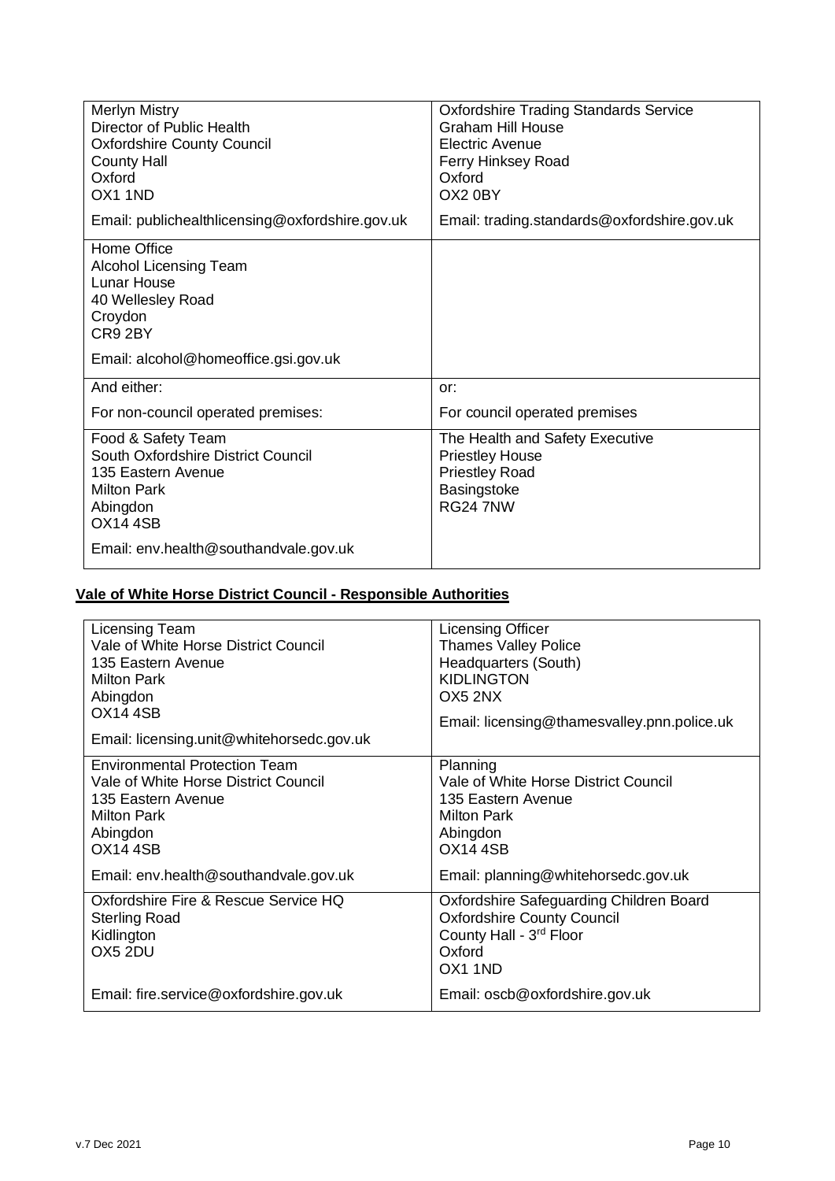| | |
|---|---|
| Merlyn Mistry<br>Director of Public Health<br>Oxfordshire County Council<br>County Hall<br>Oxford<br>OX1 1ND<br><br>Email: publichealthlicensing@oxfordshire.gov.uk | Oxfordshire Trading Standards Service<br>Graham Hill House<br>Electric Avenue<br>Ferry Hinksey Road<br>Oxford<br>OX2 0BY<br><br>Email: trading.standards@oxfordshire.gov.uk |
| Home Office<br>Alcohol Licensing Team<br>Lunar House<br>40 Wellesley Road<br>Croydon<br>CR9 2BY<br><br>Email: alcohol@homeoffice.gsi.gov.uk | |
| And either:<br><br>For non-council operated premises: | or:<br><br>For council operated premises |
| Food & Safety Team<br>South Oxfordshire District Council<br>135 Eastern Avenue<br>Milton Park<br>Abingdon<br>OX14 4SB<br><br>Email: env.health@southandvale.gov.uk | The Health and Safety Executive<br>Priestley House<br>Priestley Road<br>Basingstoke<br>RG24 7NW |

**Vale of White Horse District Council - Responsible Authorities**

| | |
|---|---|
| Licensing Team<br>Vale of White Horse District Council<br>135 Eastern Avenue<br>Milton Park<br>Abingdon<br>OX14 4SB<br><br>Email: licensing.unit@whitehorsedc.gov.uk | Licensing Officer<br>Thames Valley Police<br>Headquarters (South)<br>KIDLINGTON<br>OX5 2NX<br><br>Email: licensing@thamesvalley.pnn.police.uk |
| Environmental Protection Team<br>Vale of White Horse District Council<br>135 Eastern Avenue<br>Milton Park<br>Abingdon<br>OX14 4SB<br><br>Email: env.health@southandvale.gov.uk | Planning<br>Vale of White Horse District Council<br>135 Eastern Avenue<br>Milton Park<br>Abingdon<br>OX14 4SB<br><br>Email: planning@whitehorsedc.gov.uk |
| Oxfordshire Fire & Rescue Service HQ<br>Sterling Road<br>Kidlington<br>OX5 2DU<br><br>Email: fire.service@oxfordshire.gov.uk | Oxfordshire Safeguarding Children Board<br>Oxfordshire County Council<br>County Hall - 3rd Floor<br>Oxford<br>OX1 1ND<br><br>Email: oscb@oxfordshire.gov.uk |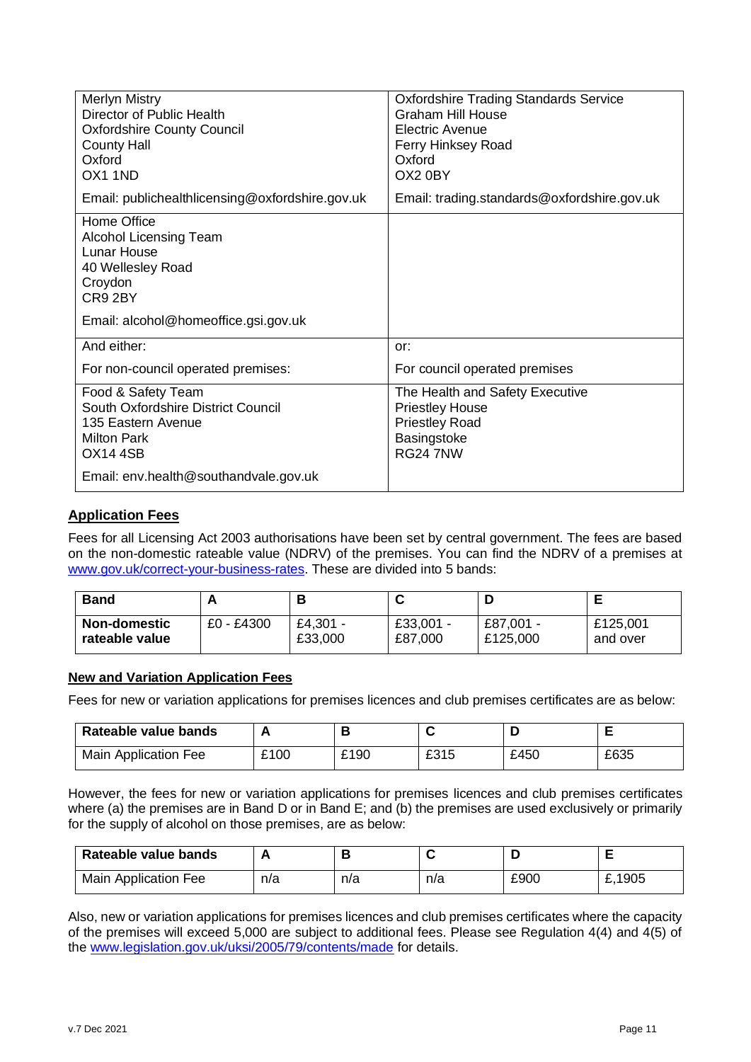| | |
|---|---|
| Merlyn Mistry<br>Director of Public Health<br>Oxfordshire County Council<br>County Hall<br>Oxford<br>OX1 1ND<br><br>Email: publichealthlicensing@oxfordshire.gov.uk | Oxfordshire Trading Standards Service<br>Graham Hill House<br>Electric Avenue<br>Ferry Hinksey Road<br>Oxford<br>OX2 0BY<br><br>Email: trading.standards@oxfordshire.gov.uk |
| Home Office<br>Alcohol Licensing Team<br>Lunar House<br>40 Wellesley Road<br>Croydon<br>CR9 2BY<br><br>Email: alcohol@homeoffice.gsi.gov.uk | |
| And either:<br><br>For non-council operated premises: | or:<br><br>For council operated premises |
| Food & Safety Team<br>South Oxfordshire District Council<br>135 Eastern Avenue<br>Milton Park<br>OX14 4SB<br><br>Email: env.health@southandvale.gov.uk | The Health and Safety Executive<br>Priestley House<br>Priestley Road<br>Basingstoke<br>RG24 7NW |

## Application Fees

Fees for all Licensing Act 2003 authorisations have been set by central government. The fees are based on the non-domestic rateable value (NDRV) of the premises. You can find the NDRV of a premises at www.gov.uk/correct-your-business-rates. These are divided into 5 bands:

| Band | A | B | C | D | E |
|---|---|---|---|---|---|
| **Non-domestic rateable value** | £0 - £4300 | £4,301 - £33,000 | £33,001 - £87,000 | £87,001 - £125,000 | £125,001 and over |

### New and Variation Application Fees

Fees for new or variation applications for premises licences and club premises certificates are as below:

| Rateable value bands | A | B | C | D | E |
|---|---|---|---|---|---|
| Main Application Fee | £100 | £190 | £315 | £450 | £635 |

However, the fees for new or variation applications for premises licences and club premises certificates where (a) the premises are in Band D or in Band E; and (b) the premises are used exclusively or primarily for the supply of alcohol on those premises, are as below:

| Rateable value bands | A | B | C | D | E |
|---|---|---|---|---|---|
| Main Application Fee | n/a | n/a | n/a | £900 | £,1905 |

Also, new or variation applications for premises licences and club premises certificates where the capacity of the premises will exceed 5,000 are subject to additional fees. Please see Regulation 4(4) and 4(5) of the www.legislation.gov.uk/uksi/2005/79/contents/made for details.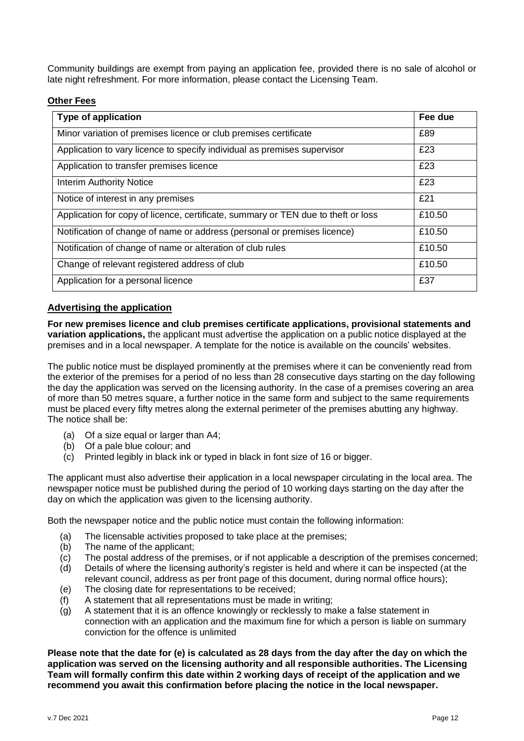Community buildings are exempt from paying an application fee, provided there is no sale of alcohol or late night refreshment. For more information, please contact the Licensing Team.

**Other Fees**

| Type of application | Fee due |
|---|---|
| Minor variation of premises licence or club premises certificate | £89 |
| Application to vary licence to specify individual as premises supervisor | £23 |
| Application to transfer premises licence | £23 |
| Interim Authority Notice | £23 |
| Notice of interest in any premises | £21 |
| Application for copy of licence, certificate, summary or TEN due to theft or loss | £10.50 |
| Notification of change of name or address (personal or premises licence) | £10.50 |
| Notification of change of name or alteration of club rules | £10.50 |
| Change of relevant registered address of club | £10.50 |
| Application for a personal licence | £37 |

## Advertising the application

**For new premises licence and club premises certificate applications, provisional statements and variation applications,** the applicant must advertise the application on a public notice displayed at the premises and in a local newspaper. A template for the notice is available on the councils' websites.

The public notice must be displayed prominently at the premises where it can be conveniently read from the exterior of the premises for a period of no less than 28 consecutive days starting on the day following the day the application was served on the licensing authority. In the case of a premises covering an area of more than 50 metres square, a further notice in the same form and subject to the same requirements must be placed every fifty metres along the external perimeter of the premises abutting any highway. The notice shall be:

(a) Of a size equal or larger than A4;
(b) Of a pale blue colour; and
(c) Printed legibly in black ink or typed in black in font size of 16 or bigger.

The applicant must also advertise their application in a local newspaper circulating in the local area. The newspaper notice must be published during the period of 10 working days starting on the day after the day on which the application was given to the licensing authority.

Both the newspaper notice and the public notice must contain the following information:

(a) The licensable activities proposed to take place at the premises;
(b) The name of the applicant;
(c) The postal address of the premises, or if not applicable a description of the premises concerned;
(d) Details of where the licensing authority's register is held and where it can be inspected (at the relevant council, address as per front page of this document, during normal office hours);
(e) The closing date for representations to be received;
(f) A statement that all representations must be made in writing;
(g) A statement that it is an offence knowingly or recklessly to make a false statement in connection with an application and the maximum fine for which a person is liable on summary conviction for the offence is unlimited

**Please note that the date for (e) is calculated as 28 days from the day after the day on which the application was served on the licensing authority and all responsible authorities. The Licensing Team will formally confirm this date within 2 working days of receipt of the application and we recommend you await this confirmation before placing the notice in the local newspaper.**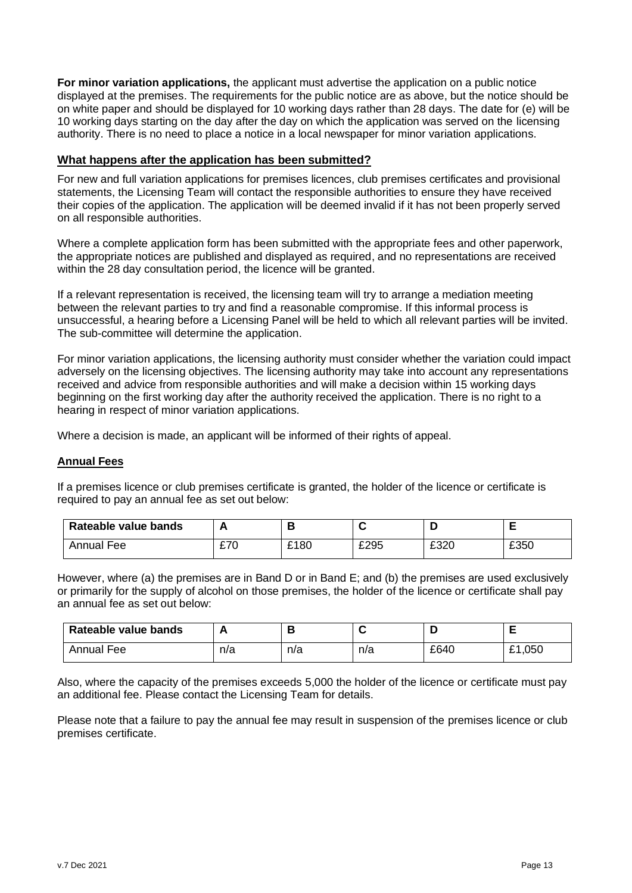**For minor variation applications,** the applicant must advertise the application on a public notice displayed at the premises. The requirements for the public notice are as above, but the notice should be on white paper and should be displayed for 10 working days rather than 28 days. The date for (e) will be 10 working days starting on the day after the day on which the application was served on the licensing authority. There is no need to place a notice in a local newspaper for minor variation applications.

## What happens after the application has been submitted?

For new and full variation applications for premises licences, club premises certificates and provisional statements, the Licensing Team will contact the responsible authorities to ensure they have received their copies of the application. The application will be deemed invalid if it has not been properly served on all responsible authorities.

Where a complete application form has been submitted with the appropriate fees and other paperwork, the appropriate notices are published and displayed as required, and no representations are received within the 28 day consultation period, the licence will be granted.

If a relevant representation is received, the licensing team will try to arrange a mediation meeting between the relevant parties to try and find a reasonable compromise. If this informal process is unsuccessful, a hearing before a Licensing Panel will be held to which all relevant parties will be invited. The sub-committee will determine the application.

For minor variation applications, the licensing authority must consider whether the variation could impact adversely on the licensing objectives. The licensing authority may take into account any representations received and advice from responsible authorities and will make a decision within 15 working days beginning on the first working day after the authority received the application. There is no right to a hearing in respect of minor variation applications.

Where a decision is made, an applicant will be informed of their rights of appeal.

## Annual Fees

If a premises licence or club premises certificate is granted, the holder of the licence or certificate is required to pay an annual fee as set out below:

| Rateable value bands | A | B | C | D | E |
|---|---|---|---|---|---|
| Annual Fee | £70 | £180 | £295 | £320 | £350 |

However, where (a) the premises are in Band D or in Band E; and (b) the premises are used exclusively or primarily for the supply of alcohol on those premises, the holder of the licence or certificate shall pay an annual fee as set out below:

| Rateable value bands | A | B | C | D | E |
|---|---|---|---|---|---|
| Annual Fee | n/a | n/a | n/a | £640 | £1,050 |

Also, where the capacity of the premises exceeds 5,000 the holder of the licence or certificate must pay an additional fee. Please contact the Licensing Team for details.

Please note that a failure to pay the annual fee may result in suspension of the premises licence or club premises certificate.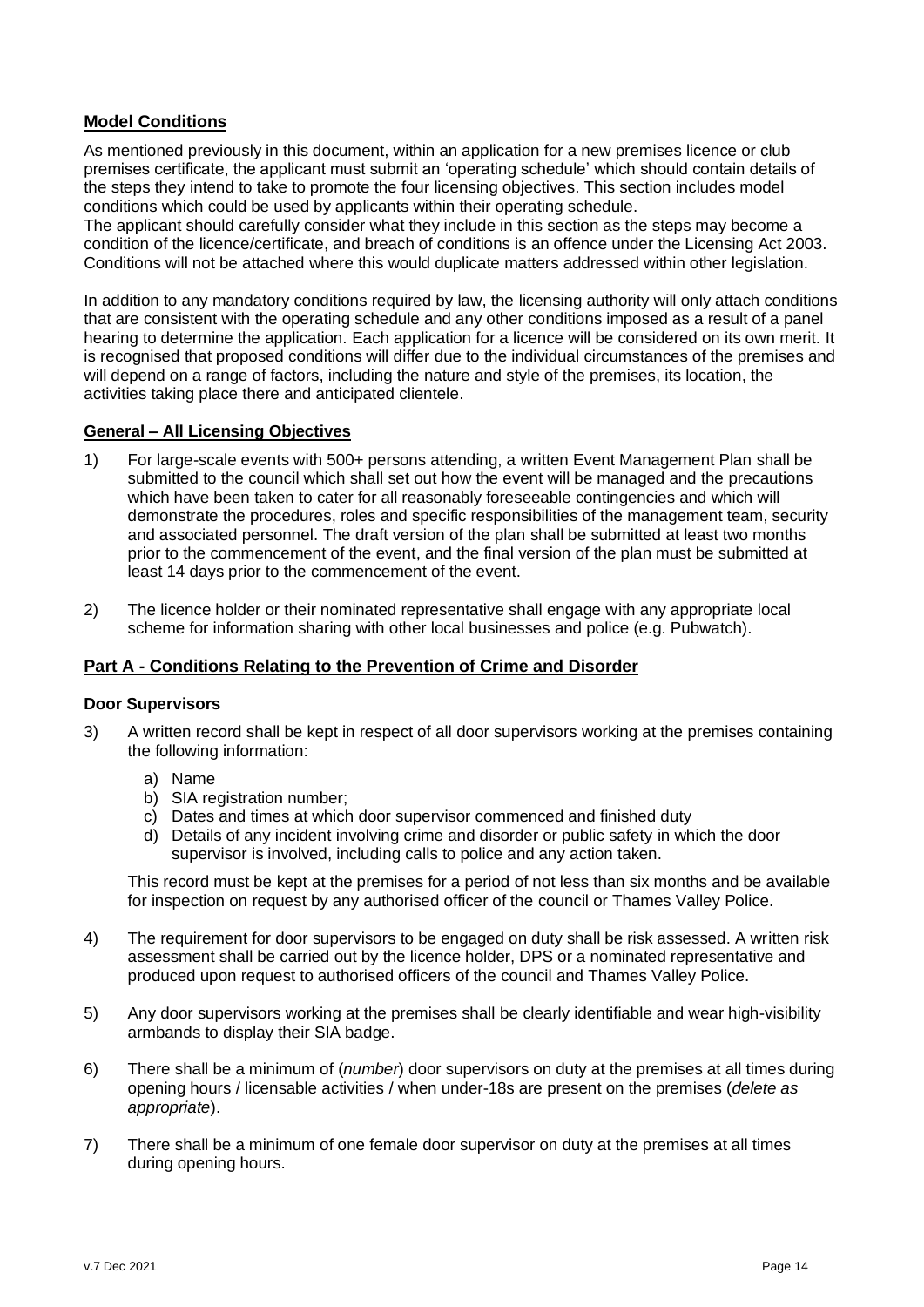## Model Conditions

As mentioned previously in this document, within an application for a new premises licence or club premises certificate, the applicant must submit an 'operating schedule' which should contain details of the steps they intend to take to promote the four licensing objectives. This section includes model conditions which could be used by applicants within their operating schedule.
The applicant should carefully consider what they include in this section as the steps may become a condition of the licence/certificate, and breach of conditions is an offence under the Licensing Act 2003. Conditions will not be attached where this would duplicate matters addressed within other legislation.

In addition to any mandatory conditions required by law, the licensing authority will only attach conditions that are consistent with the operating schedule and any other conditions imposed as a result of a panel hearing to determine the application. Each application for a licence will be considered on its own merit. It is recognised that proposed conditions will differ due to the individual circumstances of the premises and will depend on a range of factors, including the nature and style of the premises, its location, the activities taking place there and anticipated clientele.

### General – All Licensing Objectives

1) For large-scale events with 500+ persons attending, a written Event Management Plan shall be submitted to the council which shall set out how the event will be managed and the precautions which have been taken to cater for all reasonably foreseeable contingencies and which will demonstrate the procedures, roles and specific responsibilities of the management team, security and associated personnel. The draft version of the plan shall be submitted at least two months prior to the commencement of the event, and the final version of the plan must be submitted at least 14 days prior to the commencement of the event.

2) The licence holder or their nominated representative shall engage with any appropriate local scheme for information sharing with other local businesses and police (e.g. Pubwatch).

### Part A - Conditions Relating to the Prevention of Crime and Disorder

#### Door Supervisors

3) A written record shall be kept in respect of all door supervisors working at the premises containing the following information:

   a) Name
   b) SIA registration number;
   c) Dates and times at which door supervisor commenced and finished duty
   d) Details of any incident involving crime and disorder or public safety in which the door supervisor is involved, including calls to police and any action taken.

   This record must be kept at the premises for a period of not less than six months and be available for inspection on request by any authorised officer of the council or Thames Valley Police.

4) The requirement for door supervisors to be engaged on duty shall be risk assessed. A written risk assessment shall be carried out by the licence holder, DPS or a nominated representative and produced upon request to authorised officers of the council and Thames Valley Police.

5) Any door supervisors working at the premises shall be clearly identifiable and wear high-visibility armbands to display their SIA badge.

6) There shall be a minimum of (*number*) door supervisors on duty at the premises at all times during opening hours / licensable activities / when under-18s are present on the premises (*delete as appropriate*).

7) There shall be a minimum of one female door supervisor on duty at the premises at all times during opening hours.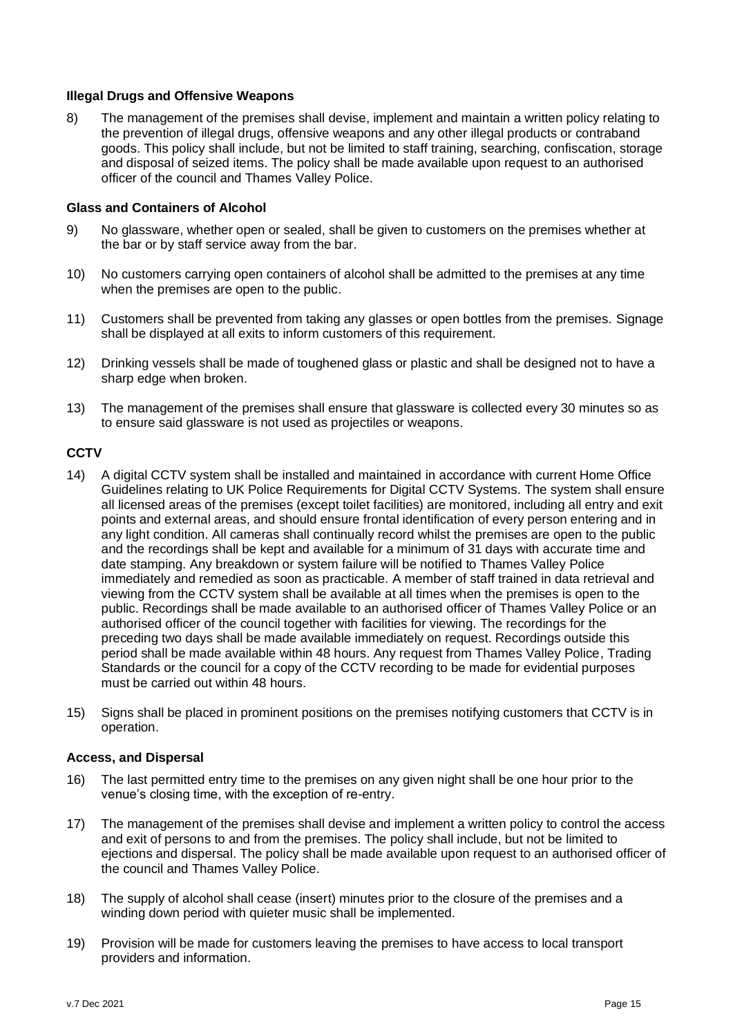**Illegal Drugs and Offensive Weapons**

8) The management of the premises shall devise, implement and maintain a written policy relating to the prevention of illegal drugs, offensive weapons and any other illegal products or contraband goods. This policy shall include, but not be limited to staff training, searching, confiscation, storage and disposal of seized items. The policy shall be made available upon request to an authorised officer of the council and Thames Valley Police.

**Glass and Containers of Alcohol**

9) No glassware, whether open or sealed, shall be given to customers on the premises whether at the bar or by staff service away from the bar.

10) No customers carrying open containers of alcohol shall be admitted to the premises at any time when the premises are open to the public.

11) Customers shall be prevented from taking any glasses or open bottles from the premises. Signage shall be displayed at all exits to inform customers of this requirement.

12) Drinking vessels shall be made of toughened glass or plastic and shall be designed not to have a sharp edge when broken.

13) The management of the premises shall ensure that glassware is collected every 30 minutes so as to ensure said glassware is not used as projectiles or weapons.

**CCTV**

14) A digital CCTV system shall be installed and maintained in accordance with current Home Office Guidelines relating to UK Police Requirements for Digital CCTV Systems. The system shall ensure all licensed areas of the premises (except toilet facilities) are monitored, including all entry and exit points and external areas, and should ensure frontal identification of every person entering and in any light condition. All cameras shall continually record whilst the premises are open to the public and the recordings shall be kept and available for a minimum of 31 days with accurate time and date stamping. Any breakdown or system failure will be notified to Thames Valley Police immediately and remedied as soon as practicable. A member of staff trained in data retrieval and viewing from the CCTV system shall be available at all times when the premises is open to the public. Recordings shall be made available to an authorised officer of Thames Valley Police or an authorised officer of the council together with facilities for viewing. The recordings for the preceding two days shall be made available immediately on request. Recordings outside this period shall be made available within 48 hours. Any request from Thames Valley Police, Trading Standards or the council for a copy of the CCTV recording to be made for evidential purposes must be carried out within 48 hours.

15) Signs shall be placed in prominent positions on the premises notifying customers that CCTV is in operation.

**Access, and Dispersal**

16) The last permitted entry time to the premises on any given night shall be one hour prior to the venue's closing time, with the exception of re-entry.

17) The management of the premises shall devise and implement a written policy to control the access and exit of persons to and from the premises. The policy shall include, but not be limited to ejections and dispersal. The policy shall be made available upon request to an authorised officer of the council and Thames Valley Police.

18) The supply of alcohol shall cease (insert) minutes prior to the closure of the premises and a winding down period with quieter music shall be implemented.

19) Provision will be made for customers leaving the premises to have access to local transport providers and information.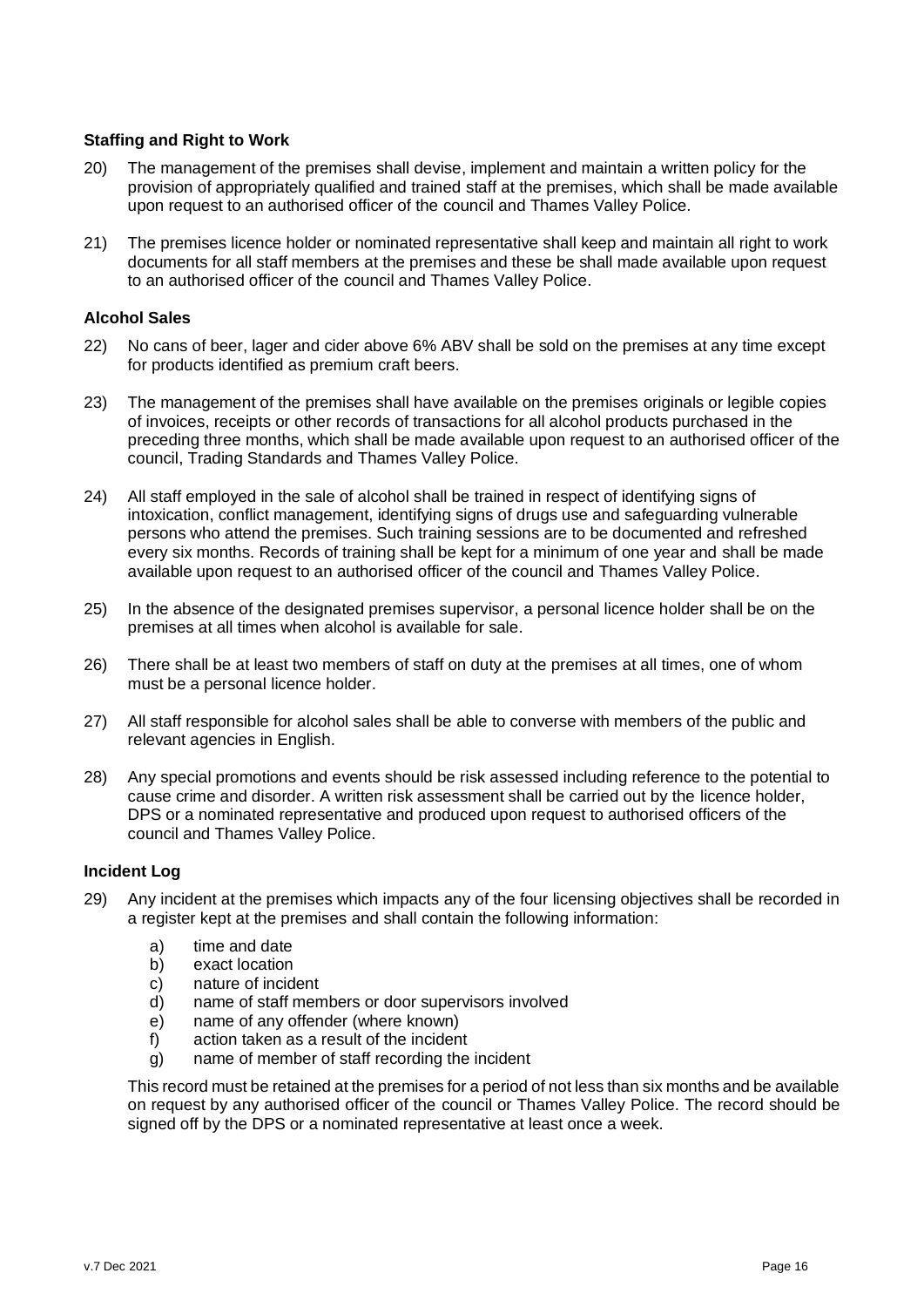**Staffing and Right to Work**

20) The management of the premises shall devise, implement and maintain a written policy for the provision of appropriately qualified and trained staff at the premises, which shall be made available upon request to an authorised officer of the council and Thames Valley Police.

21) The premises licence holder or nominated representative shall keep and maintain all right to work documents for all staff members at the premises and these be shall made available upon request to an authorised officer of the council and Thames Valley Police.

**Alcohol Sales**

22) No cans of beer, lager and cider above 6% ABV shall be sold on the premises at any time except for products identified as premium craft beers.

23) The management of the premises shall have available on the premises originals or legible copies of invoices, receipts or other records of transactions for all alcohol products purchased in the preceding three months, which shall be made available upon request to an authorised officer of the council, Trading Standards and Thames Valley Police.

24) All staff employed in the sale of alcohol shall be trained in respect of identifying signs of intoxication, conflict management, identifying signs of drugs use and safeguarding vulnerable persons who attend the premises. Such training sessions are to be documented and refreshed every six months. Records of training shall be kept for a minimum of one year and shall be made available upon request to an authorised officer of the council and Thames Valley Police.

25) In the absence of the designated premises supervisor, a personal licence holder shall be on the premises at all times when alcohol is available for sale.

26) There shall be at least two members of staff on duty at the premises at all times, one of whom must be a personal licence holder.

27) All staff responsible for alcohol sales shall be able to converse with members of the public and relevant agencies in English.

28) Any special promotions and events should be risk assessed including reference to the potential to cause crime and disorder. A written risk assessment shall be carried out by the licence holder, DPS or a nominated representative and produced upon request to authorised officers of the council and Thames Valley Police.

**Incident Log**

29) Any incident at the premises which impacts any of the four licensing objectives shall be recorded in a register kept at the premises and shall contain the following information:

    a) time and date
    b) exact location
    c) nature of incident
    d) name of staff members or door supervisors involved
    e) name of any offender (where known)
    f) action taken as a result of the incident
    g) name of member of staff recording the incident

    This record must be retained at the premises for a period of not less than six months and be available on request by any authorised officer of the council or Thames Valley Police. The record should be signed off by the DPS or a nominated representative at least once a week.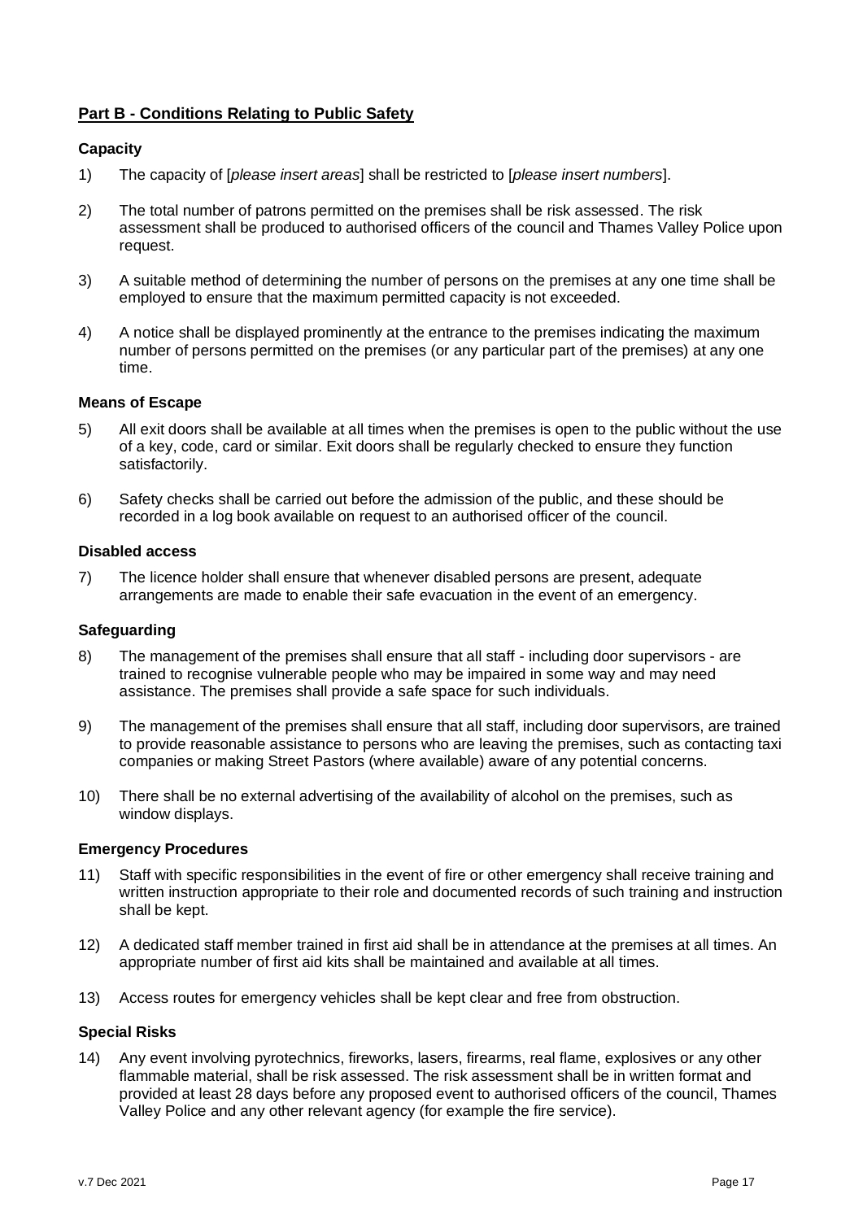## **Part B - Conditions Relating to Public Safety**

### **Capacity**

1) The capacity of [*please insert areas*] shall be restricted to [*please insert numbers*].

2) The total number of patrons permitted on the premises shall be risk assessed. The risk assessment shall be produced to authorised officers of the council and Thames Valley Police upon request.

3) A suitable method of determining the number of persons on the premises at any one time shall be employed to ensure that the maximum permitted capacity is not exceeded.

4) A notice shall be displayed prominently at the entrance to the premises indicating the maximum number of persons permitted on the premises (or any particular part of the premises) at any one time.

### **Means of Escape**

5) All exit doors shall be available at all times when the premises is open to the public without the use of a key, code, card or similar. Exit doors shall be regularly checked to ensure they function satisfactorily.

6) Safety checks shall be carried out before the admission of the public, and these should be recorded in a log book available on request to an authorised officer of the council.

### **Disabled access**

7) The licence holder shall ensure that whenever disabled persons are present, adequate arrangements are made to enable their safe evacuation in the event of an emergency.

### **Safeguarding**

8) The management of the premises shall ensure that all staff - including door supervisors - are trained to recognise vulnerable people who may be impaired in some way and may need assistance. The premises shall provide a safe space for such individuals.

9) The management of the premises shall ensure that all staff, including door supervisors, are trained to provide reasonable assistance to persons who are leaving the premises, such as contacting taxi companies or making Street Pastors (where available) aware of any potential concerns.

10) There shall be no external advertising of the availability of alcohol on the premises, such as window displays.

### **Emergency Procedures**

11) Staff with specific responsibilities in the event of fire or other emergency shall receive training and written instruction appropriate to their role and documented records of such training and instruction shall be kept.

12) A dedicated staff member trained in first aid shall be in attendance at the premises at all times. An appropriate number of first aid kits shall be maintained and available at all times.

13) Access routes for emergency vehicles shall be kept clear and free from obstruction.

### **Special Risks**

14) Any event involving pyrotechnics, fireworks, lasers, firearms, real flame, explosives or any other flammable material, shall be risk assessed. The risk assessment shall be in written format and provided at least 28 days before any proposed event to authorised officers of the council, Thames Valley Police and any other relevant agency (for example the fire service).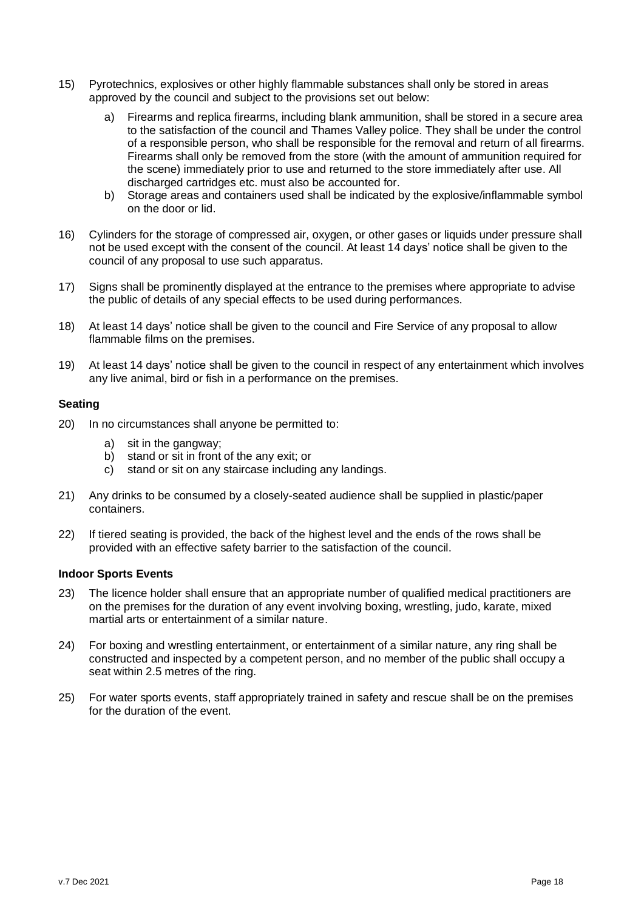15) Pyrotechnics, explosives or other highly flammable substances shall only be stored in areas approved by the council and subject to the provisions set out below:

    a) Firearms and replica firearms, including blank ammunition, shall be stored in a secure area to the satisfaction of the council and Thames Valley police. They shall be under the control of a responsible person, who shall be responsible for the removal and return of all firearms. Firearms shall only be removed from the store (with the amount of ammunition required for the scene) immediately prior to use and returned to the store immediately after use. All discharged cartridges etc. must also be accounted for.
    b) Storage areas and containers used shall be indicated by the explosive/inflammable symbol on the door or lid.

16) Cylinders for the storage of compressed air, oxygen, or other gases or liquids under pressure shall not be used except with the consent of the council. At least 14 days' notice shall be given to the council of any proposal to use such apparatus.

17) Signs shall be prominently displayed at the entrance to the premises where appropriate to advise the public of details of any special effects to be used during performances.

18) At least 14 days' notice shall be given to the council and Fire Service of any proposal to allow flammable films on the premises.

19) At least 14 days' notice shall be given to the council in respect of any entertainment which involves any live animal, bird or fish in a performance on the premises.

**Seating**

20) In no circumstances shall anyone be permitted to:

    a) sit in the gangway;
    b) stand or sit in front of the any exit; or
    c) stand or sit on any staircase including any landings.

21) Any drinks to be consumed by a closely-seated audience shall be supplied in plastic/paper containers.

22) If tiered seating is provided, the back of the highest level and the ends of the rows shall be provided with an effective safety barrier to the satisfaction of the council.

**Indoor Sports Events**

23) The licence holder shall ensure that an appropriate number of qualified medical practitioners are on the premises for the duration of any event involving boxing, wrestling, judo, karate, mixed martial arts or entertainment of a similar nature.

24) For boxing and wrestling entertainment, or entertainment of a similar nature, any ring shall be constructed and inspected by a competent person, and no member of the public shall occupy a seat within 2.5 metres of the ring.

25) For water sports events, staff appropriately trained in safety and rescue shall be on the premises for the duration of the event.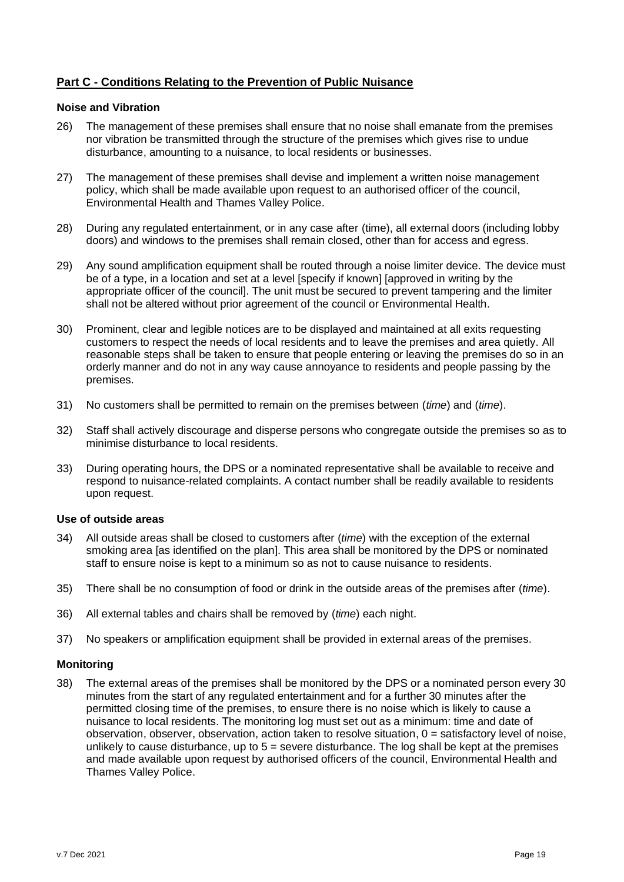## Part C - Conditions Relating to the Prevention of Public Nuisance

### Noise and Vibration

26) The management of these premises shall ensure that no noise shall emanate from the premises nor vibration be transmitted through the structure of the premises which gives rise to undue disturbance, amounting to a nuisance, to local residents or businesses.

27) The management of these premises shall devise and implement a written noise management policy, which shall be made available upon request to an authorised officer of the council, Environmental Health and Thames Valley Police.

28) During any regulated entertainment, or in any case after (time), all external doors (including lobby doors) and windows to the premises shall remain closed, other than for access and egress.

29) Any sound amplification equipment shall be routed through a noise limiter device. The device must be of a type, in a location and set at a level [specify if known] [approved in writing by the appropriate officer of the council]. The unit must be secured to prevent tampering and the limiter shall not be altered without prior agreement of the council or Environmental Health.

30) Prominent, clear and legible notices are to be displayed and maintained at all exits requesting customers to respect the needs of local residents and to leave the premises and area quietly. All reasonable steps shall be taken to ensure that people entering or leaving the premises do so in an orderly manner and do not in any way cause annoyance to residents and people passing by the premises.

31) No customers shall be permitted to remain on the premises between (*time*) and (*time*).

32) Staff shall actively discourage and disperse persons who congregate outside the premises so as to minimise disturbance to local residents.

33) During operating hours, the DPS or a nominated representative shall be available to receive and respond to nuisance-related complaints. A contact number shall be readily available to residents upon request.

### Use of outside areas

34) All outside areas shall be closed to customers after (*time*) with the exception of the external smoking area [as identified on the plan]. This area shall be monitored by the DPS or nominated staff to ensure noise is kept to a minimum so as not to cause nuisance to residents.

35) There shall be no consumption of food or drink in the outside areas of the premises after (*time*).

36) All external tables and chairs shall be removed by (*time*) each night.

37) No speakers or amplification equipment shall be provided in external areas of the premises.

### Monitoring

38) The external areas of the premises shall be monitored by the DPS or a nominated person every 30 minutes from the start of any regulated entertainment and for a further 30 minutes after the permitted closing time of the premises, to ensure there is no noise which is likely to cause a nuisance to local residents. The monitoring log must set out as a minimum: time and date of observation, observer, observation, action taken to resolve situation, 0 = satisfactory level of noise, unlikely to cause disturbance, up to 5 = severe disturbance. The log shall be kept at the premises and made available upon request by authorised officers of the council, Environmental Health and Thames Valley Police.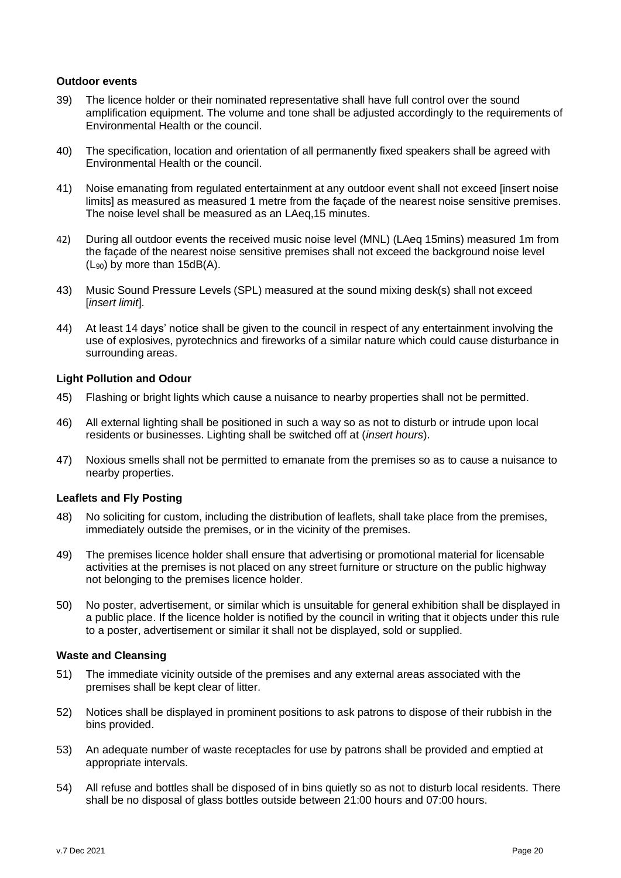### Outdoor events

39) The licence holder or their nominated representative shall have full control over the sound amplification equipment. The volume and tone shall be adjusted accordingly to the requirements of Environmental Health or the council.

40) The specification, location and orientation of all permanently fixed speakers shall be agreed with Environmental Health or the council.

41) Noise emanating from regulated entertainment at any outdoor event shall not exceed [insert noise limits] as measured as measured 1 metre from the façade of the nearest noise sensitive premises. The noise level shall be measured as an LAeq,15 minutes.

42) During all outdoor events the received music noise level (MNL) (LAeq 15mins) measured 1m from the façade of the nearest noise sensitive premises shall not exceed the background noise level ($L_{90}$) by more than 15dB(A).

43) Music Sound Pressure Levels (SPL) measured at the sound mixing desk(s) shall not exceed [*insert limit*].

44) At least 14 days' notice shall be given to the council in respect of any entertainment involving the use of explosives, pyrotechnics and fireworks of a similar nature which could cause disturbance in surrounding areas.

### Light Pollution and Odour

45) Flashing or bright lights which cause a nuisance to nearby properties shall not be permitted.

46) All external lighting shall be positioned in such a way so as not to disturb or intrude upon local residents or businesses. Lighting shall be switched off at (*insert hours*).

47) Noxious smells shall not be permitted to emanate from the premises so as to cause a nuisance to nearby properties.

### Leaflets and Fly Posting

48) No soliciting for custom, including the distribution of leaflets, shall take place from the premises, immediately outside the premises, or in the vicinity of the premises.

49) The premises licence holder shall ensure that advertising or promotional material for licensable activities at the premises is not placed on any street furniture or structure on the public highway not belonging to the premises licence holder.

50) No poster, advertisement, or similar which is unsuitable for general exhibition shall be displayed in a public place. If the licence holder is notified by the council in writing that it objects under this rule to a poster, advertisement or similar it shall not be displayed, sold or supplied.

### Waste and Cleansing

51) The immediate vicinity outside of the premises and any external areas associated with the premises shall be kept clear of litter.

52) Notices shall be displayed in prominent positions to ask patrons to dispose of their rubbish in the bins provided.

53) An adequate number of waste receptacles for use by patrons shall be provided and emptied at appropriate intervals.

54) All refuse and bottles shall be disposed of in bins quietly so as not to disturb local residents. There shall be no disposal of glass bottles outside between 21:00 hours and 07:00 hours.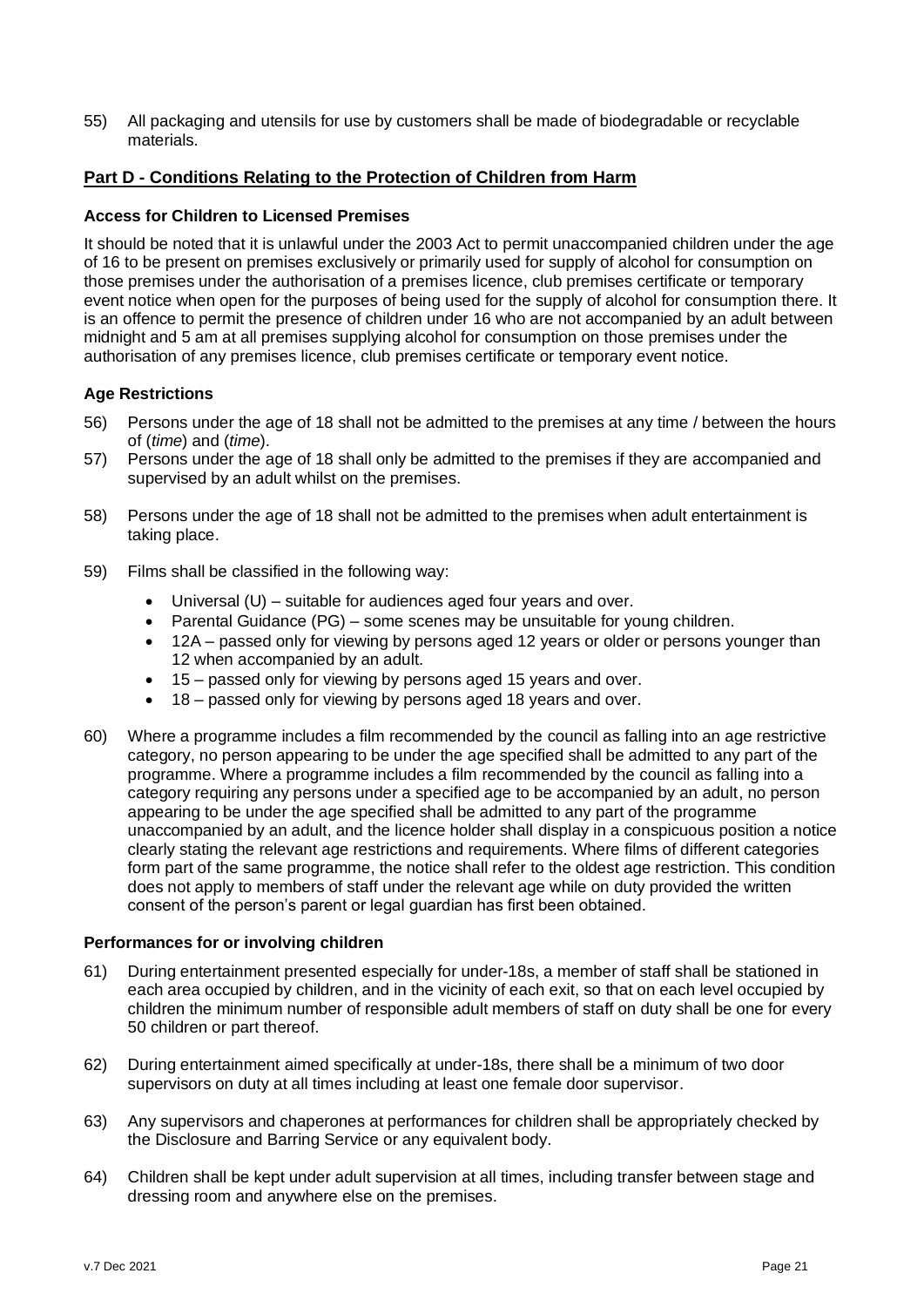55) All packaging and utensils for use by customers shall be made of biodegradable or recyclable materials.

## Part D - Conditions Relating to the Protection of Children from Harm

### Access for Children to Licensed Premises

It should be noted that it is unlawful under the 2003 Act to permit unaccompanied children under the age of 16 to be present on premises exclusively or primarily used for supply of alcohol for consumption on those premises under the authorisation of a premises licence, club premises certificate or temporary event notice when open for the purposes of being used for the supply of alcohol for consumption there. It is an offence to permit the presence of children under 16 who are not accompanied by an adult between midnight and 5 am at all premises supplying alcohol for consumption on those premises under the authorisation of any premises licence, club premises certificate or temporary event notice.

### Age Restrictions

56) Persons under the age of 18 shall not be admitted to the premises at any time / between the hours of (*time*) and (*time*).

57) Persons under the age of 18 shall only be admitted to the premises if they are accompanied and supervised by an adult whilst on the premises.

58) Persons under the age of 18 shall not be admitted to the premises when adult entertainment is taking place.

59) Films shall be classified in the following way:

- Universal (U) – suitable for audiences aged four years and over.
- Parental Guidance (PG) – some scenes may be unsuitable for young children.
- 12A – passed only for viewing by persons aged 12 years or older or persons younger than 12 when accompanied by an adult.
- 15 – passed only for viewing by persons aged 15 years and over.
- 18 – passed only for viewing by persons aged 18 years and over.

60) Where a programme includes a film recommended by the council as falling into an age restrictive category, no person appearing to be under the age specified shall be admitted to any part of the programme. Where a programme includes a film recommended by the council as falling into a category requiring any persons under a specified age to be accompanied by an adult, no person appearing to be under the age specified shall be admitted to any part of the programme unaccompanied by an adult, and the licence holder shall display in a conspicuous position a notice clearly stating the relevant age restrictions and requirements. Where films of different categories form part of the same programme, the notice shall refer to the oldest age restriction. This condition does not apply to members of staff under the relevant age while on duty provided the written consent of the person's parent or legal guardian has first been obtained.

### Performances for or involving children

61) During entertainment presented especially for under-18s, a member of staff shall be stationed in each area occupied by children, and in the vicinity of each exit, so that on each level occupied by children the minimum number of responsible adult members of staff on duty shall be one for every 50 children or part thereof.

62) During entertainment aimed specifically at under-18s, there shall be a minimum of two door supervisors on duty at all times including at least one female door supervisor.

63) Any supervisors and chaperones at performances for children shall be appropriately checked by the Disclosure and Barring Service or any equivalent body.

64) Children shall be kept under adult supervision at all times, including transfer between stage and dressing room and anywhere else on the premises.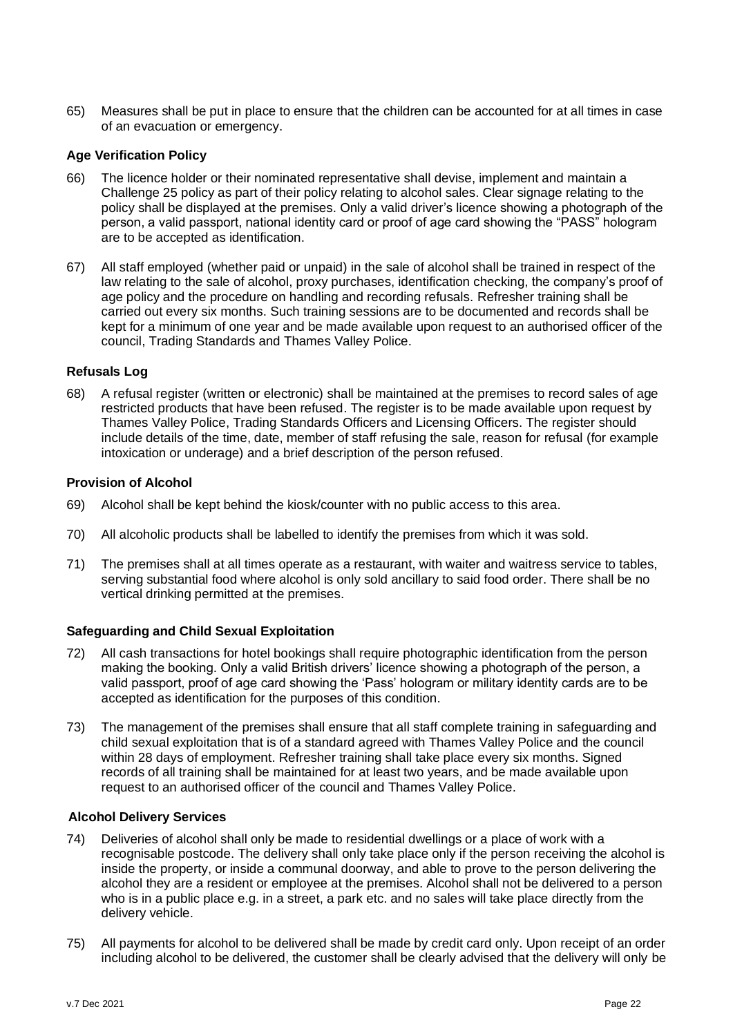65) Measures shall be put in place to ensure that the children can be accounted for at all times in case of an evacuation or emergency.

**Age Verification Policy**

66) The licence holder or their nominated representative shall devise, implement and maintain a Challenge 25 policy as part of their policy relating to alcohol sales. Clear signage relating to the policy shall be displayed at the premises. Only a valid driver's licence showing a photograph of the person, a valid passport, national identity card or proof of age card showing the "PASS" hologram are to be accepted as identification.

67) All staff employed (whether paid or unpaid) in the sale of alcohol shall be trained in respect of the law relating to the sale of alcohol, proxy purchases, identification checking, the company's proof of age policy and the procedure on handling and recording refusals. Refresher training shall be carried out every six months. Such training sessions are to be documented and records shall be kept for a minimum of one year and be made available upon request to an authorised officer of the council, Trading Standards and Thames Valley Police.

**Refusals Log**

68) A refusal register (written or electronic) shall be maintained at the premises to record sales of age restricted products that have been refused. The register is to be made available upon request by Thames Valley Police, Trading Standards Officers and Licensing Officers. The register should include details of the time, date, member of staff refusing the sale, reason for refusal (for example intoxication or underage) and a brief description of the person refused.

**Provision of Alcohol**

69) Alcohol shall be kept behind the kiosk/counter with no public access to this area.

70) All alcoholic products shall be labelled to identify the premises from which it was sold.

71) The premises shall at all times operate as a restaurant, with waiter and waitress service to tables, serving substantial food where alcohol is only sold ancillary to said food order. There shall be no vertical drinking permitted at the premises.

**Safeguarding and Child Sexual Exploitation**

72) All cash transactions for hotel bookings shall require photographic identification from the person making the booking. Only a valid British drivers' licence showing a photograph of the person, a valid passport, proof of age card showing the 'Pass' hologram or military identity cards are to be accepted as identification for the purposes of this condition.

73) The management of the premises shall ensure that all staff complete training in safeguarding and child sexual exploitation that is of a standard agreed with Thames Valley Police and the council within 28 days of employment. Refresher training shall take place every six months. Signed records of all training shall be maintained for at least two years, and be made available upon request to an authorised officer of the council and Thames Valley Police.

**Alcohol Delivery Services**

74) Deliveries of alcohol shall only be made to residential dwellings or a place of work with a recognisable postcode. The delivery shall only take place only if the person receiving the alcohol is inside the property, or inside a communal doorway, and able to prove to the person delivering the alcohol they are a resident or employee at the premises. Alcohol shall not be delivered to a person who is in a public place e.g. in a street, a park etc. and no sales will take place directly from the delivery vehicle.

75) All payments for alcohol to be delivered shall be made by credit card only. Upon receipt of an order including alcohol to be delivered, the customer shall be clearly advised that the delivery will only be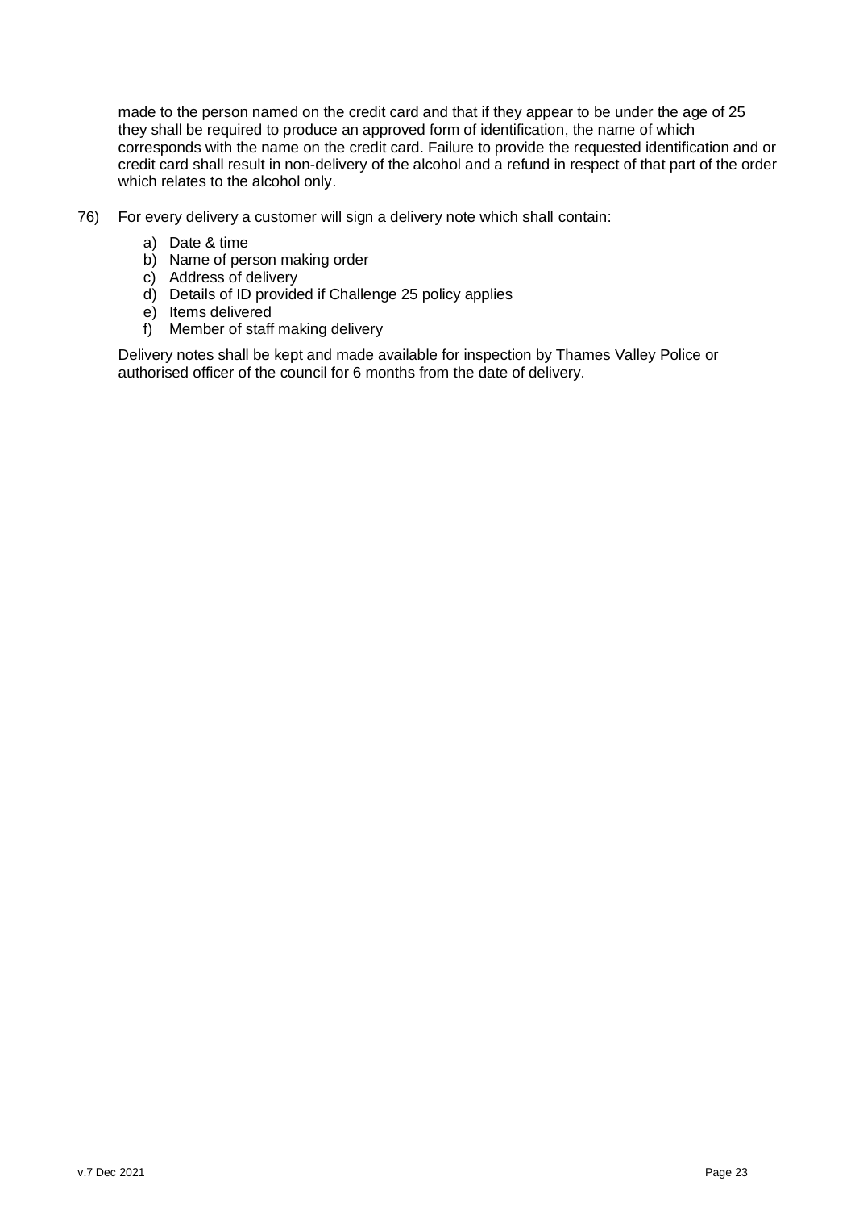made to the person named on the credit card and that if they appear to be under the age of 25 they shall be required to produce an approved form of identification, the name of which corresponds with the name on the credit card. Failure to provide the requested identification and or credit card shall result in non-delivery of the alcohol and a refund in respect of that part of the order which relates to the alcohol only.

76) For every delivery a customer will sign a delivery note which shall contain:

   a) Date & time
   b) Name of person making order
   c) Address of delivery
   d) Details of ID provided if Challenge 25 policy applies
   e) Items delivered
   f) Member of staff making delivery

   Delivery notes shall be kept and made available for inspection by Thames Valley Police or authorised officer of the council for 6 months from the date of delivery.